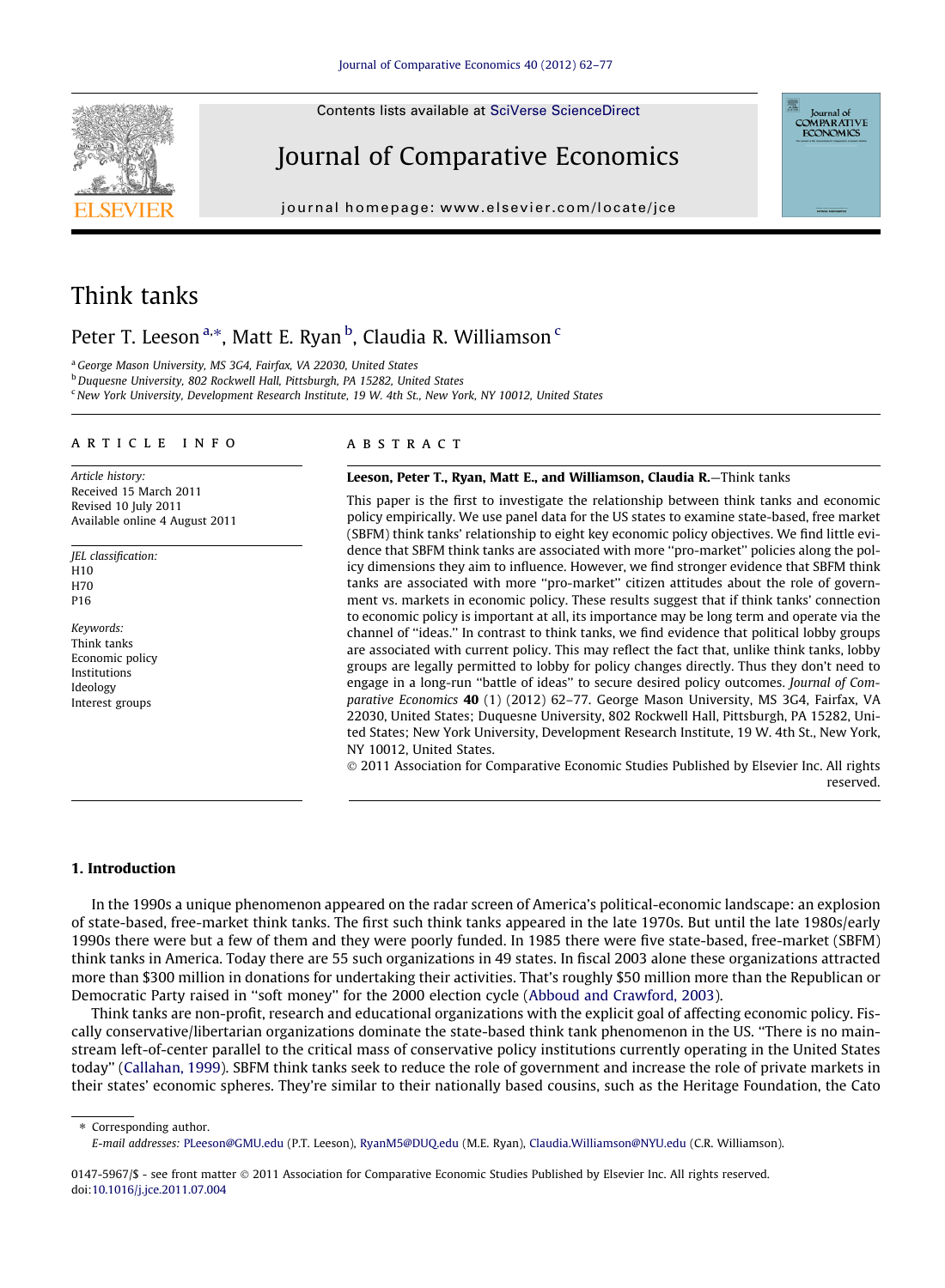Contents lists available at SciVerse ScienceDirect

# Journal of Comparative Economics

journal homepage: www.elsevier.com/locate/jce

# Think tanks

Peter T. Leeson [a,*], Matt E. Ryan [b], Claudia R. Williamson [c]

[a] George Mason University, MS 3G4, Fairfax, VA 22030, United States
[b] Duquesne University, 802 Rockwell Hall, Pittsburgh, PA 15282, United States
[c] New York University, Development Research Institute, 19 W. 4th St., New York, NY 10012, United States

## ARTICLE INFO

*Article history:*
Received 15 March 2011
Revised 10 July 2011
Available online 4 August 2011

*JEL classification:*
H10
H70
P16

*Keywords:*
Think tanks
Economic policy
Institutions
Ideology
Interest groups

## ABSTRACT

**Leeson, Peter T., Ryan, Matt E., and Williamson, Claudia R.**—Think tanks

This paper is the first to investigate the relationship between think tanks and economic policy empirically. We use panel data for the US states to examine state-based, free market (SBFM) think tanks' relationship to eight key economic policy objectives. We find little evidence that SBFM think tanks are associated with more "pro-market" policies along the policy dimensions they aim to influence. However, we find stronger evidence that SBFM think tanks are associated with more "pro-market" citizen attitudes about the role of government vs. markets in economic policy. These results suggest that if think tanks' connection to economic policy is important at all, its importance may be long term and operate via the channel of "ideas." In contrast to think tanks, we find evidence that political lobby groups are associated with current policy. This may reflect the fact that, unlike think tanks, lobby groups are legally permitted to lobby for policy changes directly. Thus they don't need to engage in a long-run "battle of ideas" to secure desired policy outcomes. *Journal of Comparative Economics* **40** (1) (2012) 62–77. George Mason University, MS 3G4, Fairfax, VA 22030, United States; Duquesne University, 802 Rockwell Hall, Pittsburgh, PA 15282, United States; New York University, Development Research Institute, 19 W. 4th St., New York, NY 10012, United States.

© 2011 Association for Comparative Economic Studies Published by Elsevier Inc. All rights reserved.

## 1. Introduction

In the 1990s a unique phenomenon appeared on the radar screen of America's political-economic landscape: an explosion of state-based, free-market think tanks. The first such think tanks appeared in the late 1970s. But until the late 1980s/early 1990s there were but a few of them and they were poorly funded. In 1985 there were five state-based, free-market (SBFM) think tanks in America. Today there are 55 such organizations in 49 states. In fiscal 2003 alone these organizations attracted more than $300 million in donations for undertaking their activities. That's roughly $50 million more than the Republican or Democratic Party raised in "soft money" for the 2000 election cycle (Abboud and Crawford, 2003).

Think tanks are non-profit, research and educational organizations with the explicit goal of affecting economic policy. Fiscally conservative/libertarian organizations dominate the state-based think tank phenomenon in the US. "There is no mainstream left-of-center parallel to the critical mass of conservative policy institutions currently operating in the United States today" (Callahan, 1999). SBFM think tanks seek to reduce the role of government and increase the role of private markets in their states' economic spheres. They're similar to their nationally based cousins, such as the Heritage Foundation, the Cato

* Corresponding author.
*E-mail addresses:* PLeeson@GMU.edu (P.T. Leeson), RyanM5@DUQ.edu (M.E. Ryan), Claudia.Williamson@NYU.edu (C.R. Williamson).

0147-5967/$ - see front matter © 2011 Association for Comparative Economic Studies Published by Elsevier Inc. All rights reserved.
doi:10.1016/j.jce.2011.07.004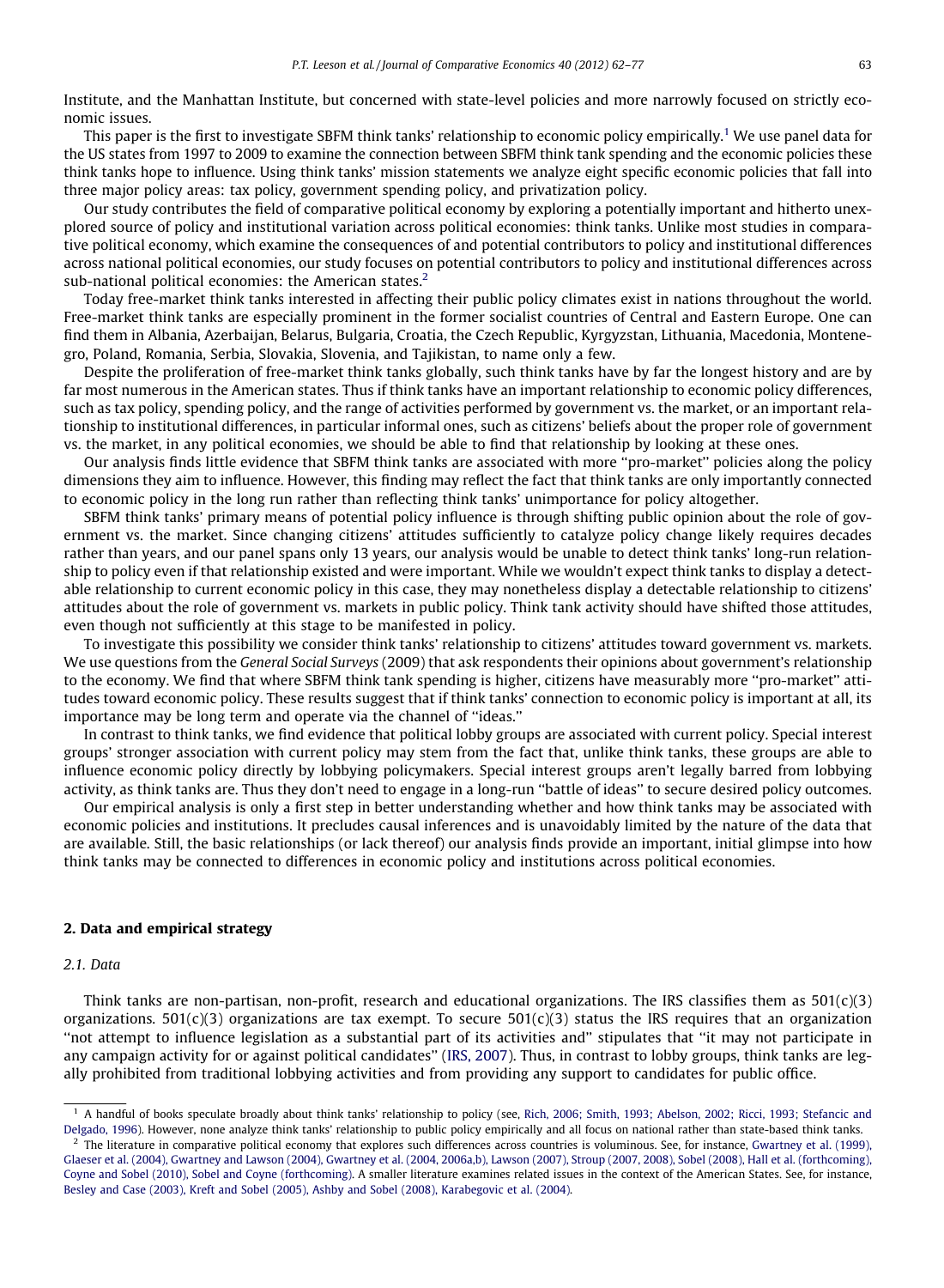Institute, and the Manhattan Institute, but concerned with state-level policies and more narrowly focused on strictly economic issues.

This paper is the first to investigate SBFM think tanks' relationship to economic policy empirically.[1] We use panel data for the US states from 1997 to 2009 to examine the connection between SBFM think tank spending and the economic policies these think tanks hope to influence. Using think tanks' mission statements we analyze eight specific economic policies that fall into three major policy areas: tax policy, government spending policy, and privatization policy.

Our study contributes the field of comparative political economy by exploring a potentially important and hitherto unexplored source of policy and institutional variation across political economies: think tanks. Unlike most studies in comparative political economy, which examine the consequences of and potential contributors to policy and institutional differences across national political economies, our study focuses on potential contributors to policy and institutional differences across sub-national political economies: the American states.[2]

Today free-market think tanks interested in affecting their public policy climates exist in nations throughout the world. Free-market think tanks are especially prominent in the former socialist countries of Central and Eastern Europe. One can find them in Albania, Azerbaijan, Belarus, Bulgaria, Croatia, the Czech Republic, Kyrgyzstan, Lithuania, Macedonia, Montenegro, Poland, Romania, Serbia, Slovakia, Slovenia, and Tajikistan, to name only a few.

Despite the proliferation of free-market think tanks globally, such think tanks have by far the longest history and are by far most numerous in the American states. Thus if think tanks have an important relationship to economic policy differences, such as tax policy, spending policy, and the range of activities performed by government vs. the market, or an important relationship to institutional differences, in particular informal ones, such as citizens' beliefs about the proper role of government vs. the market, in any political economies, we should be able to find that relationship by looking at these ones.

Our analysis finds little evidence that SBFM think tanks are associated with more "pro-market" policies along the policy dimensions they aim to influence. However, this finding may reflect the fact that think tanks are only importantly connected to economic policy in the long run rather than reflecting think tanks' unimportance for policy altogether.

SBFM think tanks' primary means of potential policy influence is through shifting public opinion about the role of government vs. the market. Since changing citizens' attitudes sufficiently to catalyze policy change likely requires decades rather than years, and our panel spans only 13 years, our analysis would be unable to detect think tanks' long-run relationship to policy even if that relationship existed and were important. While we wouldn't expect think tanks to display a detectable relationship to current economic policy in this case, they may nonetheless display a detectable relationship to citizens' attitudes about the role of government vs. markets in public policy. Think tank activity should have shifted those attitudes, even though not sufficiently at this stage to be manifested in policy.

To investigate this possibility we consider think tanks' relationship to citizens' attitudes toward government vs. markets. We use questions from the *General Social Surveys* (2009) that ask respondents their opinions about government's relationship to the economy. We find that where SBFM think tank spending is higher, citizens have measurably more "pro-market" attitudes toward economic policy. These results suggest that if think tanks' connection to economic policy is important at all, its importance may be long term and operate via the channel of "ideas."

In contrast to think tanks, we find evidence that political lobby groups are associated with current policy. Special interest groups' stronger association with current policy may stem from the fact that, unlike think tanks, these groups are able to influence economic policy directly by lobbying policymakers. Special interest groups aren't legally barred from lobbying activity, as think tanks are. Thus they don't need to engage in a long-run "battle of ideas" to secure desired policy outcomes.

Our empirical analysis is only a first step in better understanding whether and how think tanks may be associated with economic policies and institutions. It precludes causal inferences and is unavoidably limited by the nature of the data that are available. Still, the basic relationships (or lack thereof) our analysis finds provide an important, initial glimpse into how think tanks may be connected to differences in economic policy and institutions across political economies.

## 2. Data and empirical strategy

### 2.1. Data

Think tanks are non-partisan, non-profit, research and educational organizations. The IRS classifies them as 501(c)(3) organizations. 501(c)(3) organizations are tax exempt. To secure 501(c)(3) status the IRS requires that an organization "not attempt to influence legislation as a substantial part of its activities and" stipulates that "it may not participate in any campaign activity for or against political candidates" (IRS, 2007). Thus, in contrast to lobby groups, think tanks are legally prohibited from traditional lobbying activities and from providing any support to candidates for public office.

[1] A handful of books speculate broadly about think tanks' relationship to policy (see, Rich, 2006; Smith, 1993; Abelson, 2002; Ricci, 1993; Stefancic and Delgado, 1996). However, none analyze think tanks' relationship to public policy empirically and all focus on national rather than state-based think tanks.

[2] The literature in comparative political economy that explores such differences across countries is voluminous. See, for instance, Gwartney et al. (1999), Glaeser et al. (2004), Gwartney and Lawson (2004), Gwartney et al. (2004, 2006a,b), Lawson (2007), Stroup (2007, 2008), Sobel (2008), Hall et al. (forthcoming), Coyne and Sobel (2010), Sobel and Coyne (forthcoming). A smaller literature examines related issues in the context of the American States. See, for instance, Besley and Case (2003), Kreft and Sobel (2005), Ashby and Sobel (2008), Karabegovic et al. (2004).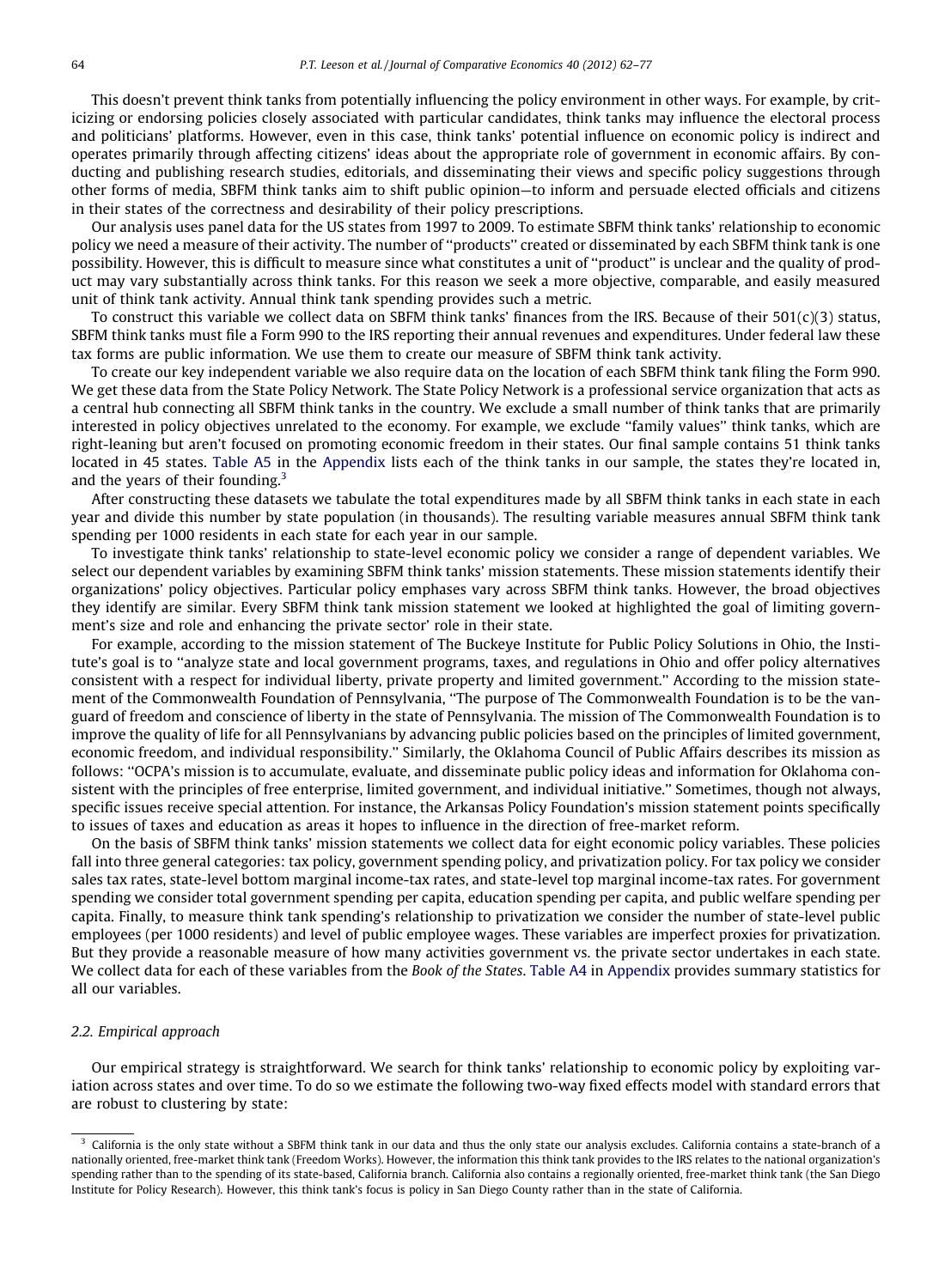This doesn't prevent think tanks from potentially influencing the policy environment in other ways. For example, by criticizing or endorsing policies closely associated with particular candidates, think tanks may influence the electoral process and politicians' platforms. However, even in this case, think tanks' potential influence on economic policy is indirect and operates primarily through affecting citizens' ideas about the appropriate role of government in economic affairs. By conducting and publishing research studies, editorials, and disseminating their views and specific policy suggestions through other forms of media, SBFM think tanks aim to shift public opinion—to inform and persuade elected officials and citizens in their states of the correctness and desirability of their policy prescriptions.

Our analysis uses panel data for the US states from 1997 to 2009. To estimate SBFM think tanks' relationship to economic policy we need a measure of their activity. The number of "products" created or disseminated by each SBFM think tank is one possibility. However, this is difficult to measure since what constitutes a unit of "product" is unclear and the quality of product may vary substantially across think tanks. For this reason we seek a more objective, comparable, and easily measured unit of think tank activity. Annual think tank spending provides such a metric.

To construct this variable we collect data on SBFM think tanks' finances from the IRS. Because of their 501(c)(3) status, SBFM think tanks must file a Form 990 to the IRS reporting their annual revenues and expenditures. Under federal law these tax forms are public information. We use them to create our measure of SBFM think tank activity.

To create our key independent variable we also require data on the location of each SBFM think tank filing the Form 990. We get these data from the State Policy Network. The State Policy Network is a professional service organization that acts as a central hub connecting all SBFM think tanks in the country. We exclude a small number of think tanks that are primarily interested in policy objectives unrelated to the economy. For example, we exclude "family values" think tanks, which are right-leaning but aren't focused on promoting economic freedom in their states. Our final sample contains 51 think tanks located in 45 states. Table A5 in the Appendix lists each of the think tanks in our sample, the states they're located in, and the years of their founding.[3]

After constructing these datasets we tabulate the total expenditures made by all SBFM think tanks in each state in each year and divide this number by state population (in thousands). The resulting variable measures annual SBFM think tank spending per 1000 residents in each state for each year in our sample.

To investigate think tanks' relationship to state-level economic policy we consider a range of dependent variables. We select our dependent variables by examining SBFM think tanks' mission statements. These mission statements identify their organizations' policy objectives. Particular policy emphases vary across SBFM think tanks. However, the broad objectives they identify are similar. Every SBFM think tank mission statement we looked at highlighted the goal of limiting government's size and role and enhancing the private sector' role in their state.

For example, according to the mission statement of The Buckeye Institute for Public Policy Solutions in Ohio, the Institute's goal is to "analyze state and local government programs, taxes, and regulations in Ohio and offer policy alternatives consistent with a respect for individual liberty, private property and limited government." According to the mission statement of the Commonwealth Foundation of Pennsylvania, "The purpose of The Commonwealth Foundation is to be the vanguard of freedom and conscience of liberty in the state of Pennsylvania. The mission of The Commonwealth Foundation is to improve the quality of life for all Pennsylvanians by advancing public policies based on the principles of limited government, economic freedom, and individual responsibility." Similarly, the Oklahoma Council of Public Affairs describes its mission as follows: "OCPA's mission is to accumulate, evaluate, and disseminate public policy ideas and information for Oklahoma consistent with the principles of free enterprise, limited government, and individual initiative." Sometimes, though not always, specific issues receive special attention. For instance, the Arkansas Policy Foundation's mission statement points specifically to issues of taxes and education as areas it hopes to influence in the direction of free-market reform.

On the basis of SBFM think tanks' mission statements we collect data for eight economic policy variables. These policies fall into three general categories: tax policy, government spending policy, and privatization policy. For tax policy we consider sales tax rates, state-level bottom marginal income-tax rates, and state-level top marginal income-tax rates. For government spending we consider total government spending per capita, education spending per capita, and public welfare spending per capita. Finally, to measure think tank spending's relationship to privatization we consider the number of state-level public employees (per 1000 residents) and level of public employee wages. These variables are imperfect proxies for privatization. But they provide a reasonable measure of how many activities government vs. the private sector undertakes in each state. We collect data for each of these variables from the *Book of the States*. Table A4 in Appendix provides summary statistics for all our variables.

### 2.2. Empirical approach

Our empirical strategy is straightforward. We search for think tanks' relationship to economic policy by exploiting variation across states and over time. To do so we estimate the following two-way fixed effects model with standard errors that are robust to clustering by state:

[3] California is the only state without a SBFM think tank in our data and thus the only state our analysis excludes. California contains a state-branch of a nationally oriented, free-market think tank (Freedom Works). However, the information this think tank provides to the IRS relates to the national organization's spending rather than to the spending of its state-based, California branch. California also contains a regionally oriented, free-market think tank (the San Diego Institute for Policy Research). However, this think tank's focus is policy in San Diego County rather than in the state of California.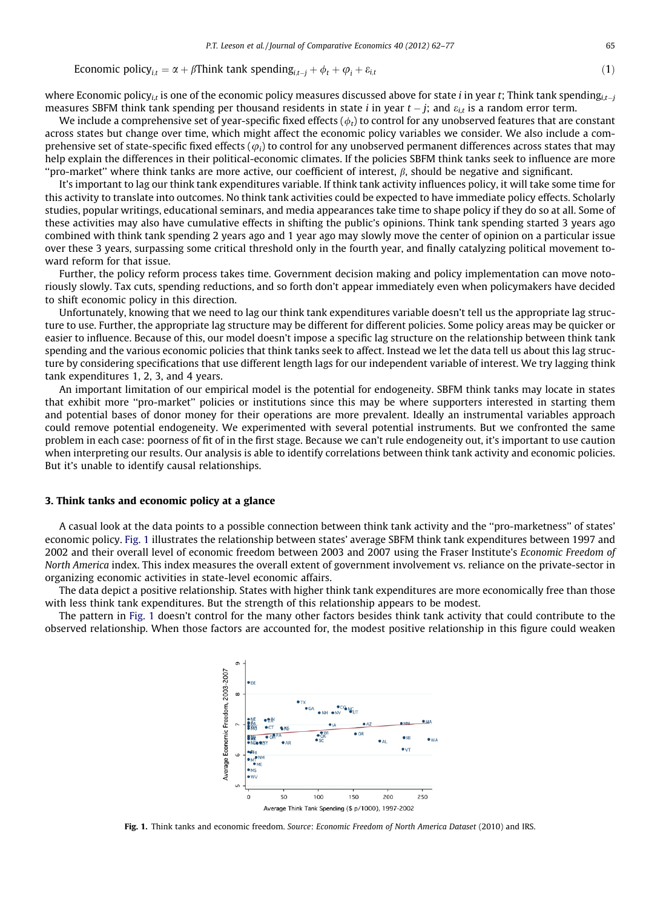$$\text{Economic policy}_{i,t} = \alpha + \beta\text{Think tank spending}_{i,t-j} + \phi_t + \varphi_i + \varepsilon_{i,t} \tag{1}$$

where Economic policy$_{i,t}$ is one of the economic policy measures discussed above for state $i$ in year $t$; Think tank spending$_{i,t-j}$ measures SBFM think tank spending per thousand residents in state $i$ in year $t - j$; and $\varepsilon_{i,t}$ is a random error term.

We include a comprehensive set of year-specific fixed effects ($\phi_t$) to control for any unobserved features that are constant across states but change over time, which might affect the economic policy variables we consider. We also include a comprehensive set of state-specific fixed effects ($\varphi_i$) to control for any unobserved permanent differences across states that may help explain the differences in their political-economic climates. If the policies SBFM think tanks seek to influence are more "pro-market" where think tanks are more active, our coefficient of interest, $\beta$, should be negative and significant.

It's important to lag our think tank expenditures variable. If think tank activity influences policy, it will take some time for this activity to translate into outcomes. No think tank activities could be expected to have immediate policy effects. Scholarly studies, popular writings, educational seminars, and media appearances take time to shape policy if they do so at all. Some of these activities may also have cumulative effects in shifting the public's opinions. Think tank spending started 3 years ago combined with think tank spending 2 years ago and 1 year ago may slowly move the center of opinion on a particular issue over these 3 years, surpassing some critical threshold only in the fourth year, and finally catalyzing political movement toward reform for that issue.

Further, the policy reform process takes time. Government decision making and policy implementation can move notoriously slowly. Tax cuts, spending reductions, and so forth don't appear immediately even when policymakers have decided to shift economic policy in this direction.

Unfortunately, knowing that we need to lag our think tank expenditures variable doesn't tell us the appropriate lag structure to use. Further, the appropriate lag structure may be different for different policies. Some policy areas may be quicker or easier to influence. Because of this, our model doesn't impose a specific lag structure on the relationship between think tank spending and the various economic policies that think tanks seek to affect. Instead we let the data tell us about this lag structure by considering specifications that use different length lags for our independent variable of interest. We try lagging think tank expenditures 1, 2, 3, and 4 years.

An important limitation of our empirical model is the potential for endogeneity. SBFM think tanks may locate in states that exhibit more "pro-market" policies or institutions since this may be where supporters interested in starting them and potential bases of donor money for their operations are more prevalent. Ideally an instrumental variables approach could remove potential endogeneity. We experimented with several potential instruments. But we confronted the same problem in each case: poorness of fit of in the first stage. Because we can't rule endogeneity out, it's important to use caution when interpreting our results. Our analysis is able to identify correlations between think tank activity and economic policies. But it's unable to identify causal relationships.

## 3. Think tanks and economic policy at a glance

A casual look at the data points to a possible connection between think tank activity and the "pro-marketness" of states' economic policy. Fig. 1 illustrates the relationship between states' average SBFM think tank expenditures between 1997 and 2002 and their overall level of economic freedom between 2003 and 2007 using the Fraser Institute's *Economic Freedom of North America* index. This index measures the overall extent of government involvement vs. reliance on the private-sector in organizing economic activities in state-level economic affairs.

The data depict a positive relationship. States with higher think tank expenditures are more economically free than those with less think tank expenditures. But the strength of this relationship appears to be modest.

The pattern in Fig. 1 doesn't control for the many other factors besides think tank activity that could contribute to the observed relationship. When those factors are accounted for, the modest positive relationship in this figure could weaken

Average Economic Freedom, 2003-2007

Average Think Tank Spending ($ p/1000), 1997-2002

Fig. 1. Think tanks and economic freedom. *Source*: *Economic Freedom of North America Dataset* (2010) and IRS.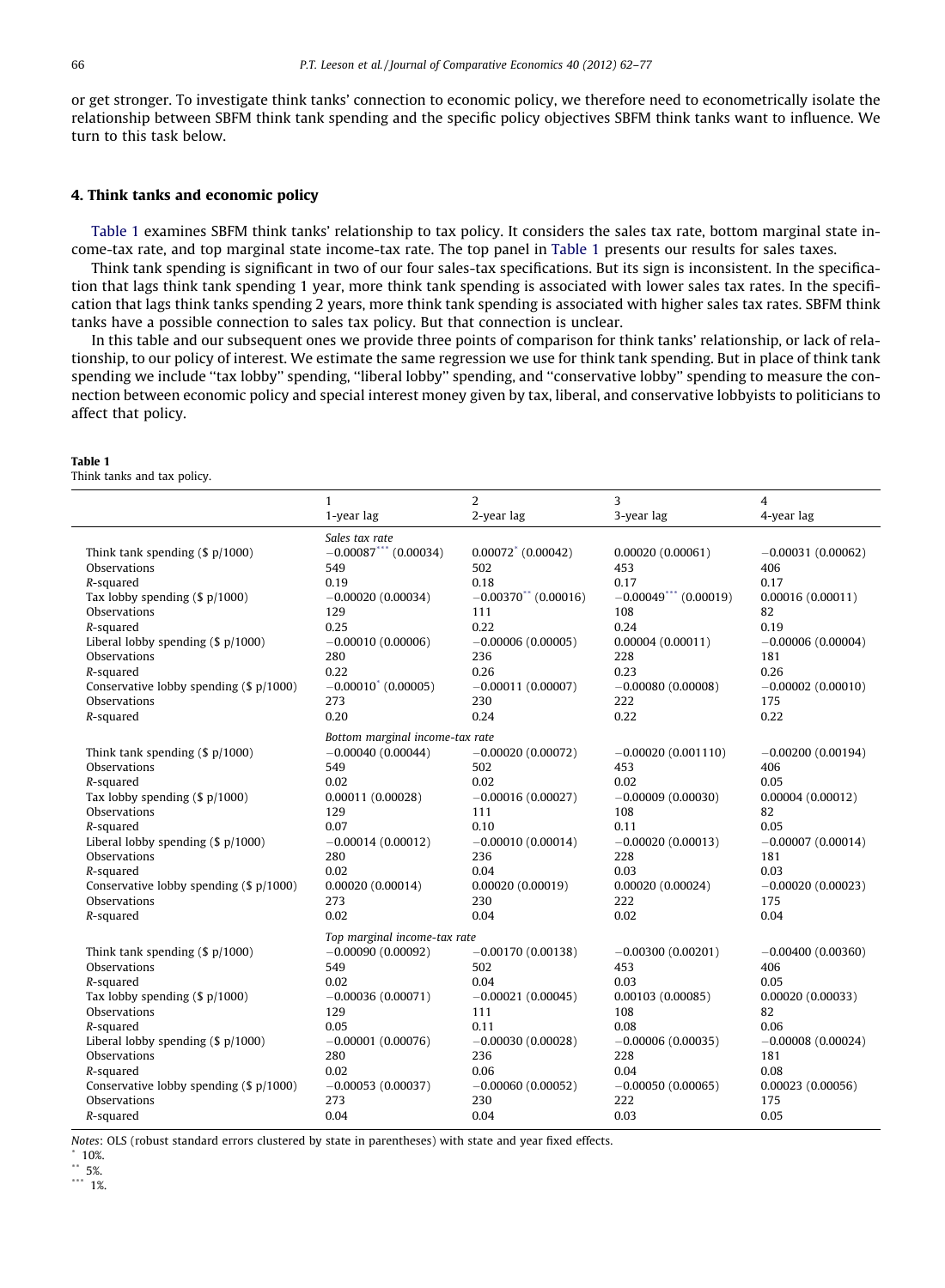or get stronger. To investigate think tanks' connection to economic policy, we therefore need to econometrically isolate the relationship between SBFM think tank spending and the specific policy objectives SBFM think tanks want to influence. We turn to this task below.

## 4. Think tanks and economic policy

Table 1 examines SBFM think tanks' relationship to tax policy. It considers the sales tax rate, bottom marginal state income-tax rate, and top marginal state income-tax rate. The top panel in Table 1 presents our results for sales taxes.

Think tank spending is significant in two of our four sales-tax specifications. But its sign is inconsistent. In the specification that lags think tank spending 1 year, more think tank spending is associated with lower sales tax rates. In the specification that lags think tanks spending 2 years, more think tank spending is associated with higher sales tax rates. SBFM think tanks have a possible connection to sales tax policy. But that connection is unclear.

In this table and our subsequent ones we provide three points of comparison for think tanks' relationship, or lack of relationship, to our policy of interest. We estimate the same regression we use for think tank spending. But in place of think tank spending we include "tax lobby" spending, "liberal lobby" spending, and "conservative lobby" spending to measure the connection between economic policy and special interest money given by tax, liberal, and conservative lobbyists to politicians to affect that policy.

**Table 1**
Think tanks and tax policy.

| | 1<br>1-year lag | 2<br>2-year lag | 3<br>3-year lag | 4<br>4-year lag |
|---|---|---|---|---|
| | *Sales tax rate* | | | |
| Think tank spending ($ p/1000) | −0.00087*** (0.00034) | 0.00072* (0.00042) | 0.00020 (0.00061) | −0.00031 (0.00062) |
| Observations | 549 | 502 | 453 | 406 |
| *R*-squared | 0.19 | 0.18 | 0.17 | 0.17 |
| Tax lobby spending ($ p/1000) | −0.00020 (0.00034) | −0.00370** (0.00016) | −0.00049*** (0.00019) | 0.00016 (0.00011) |
| Observations | 129 | 111 | 108 | 82 |
| *R*-squared | 0.25 | 0.22 | 0.24 | 0.19 |
| Liberal lobby spending ($ p/1000) | −0.00010 (0.00006) | −0.00006 (0.00005) | 0.00004 (0.00011) | −0.00006 (0.00004) |
| Observations | 280 | 236 | 228 | 181 |
| *R*-squared | 0.22 | 0.26 | 0.23 | 0.26 |
| Conservative lobby spending ($ p/1000) | −0.00010* (0.00005) | −0.00011 (0.00007) | −0.00080 (0.00008) | −0.00002 (0.00010) |
| Observations | 273 | 230 | 222 | 175 |
| *R*-squared | 0.20 | 0.24 | 0.22 | 0.22 |
| | *Bottom marginal income-tax rate* | | | |
| Think tank spending ($ p/1000) | −0.00040 (0.00044) | −0.00020 (0.00072) | −0.00020 (0.001110) | −0.00200 (0.00194) |
| Observations | 549 | 502 | 453 | 406 |
| *R*-squared | 0.02 | 0.02 | 0.02 | 0.05 |
| Tax lobby spending ($ p/1000) | 0.00011 (0.00028) | −0.00016 (0.00027) | −0.00009 (0.00030) | 0.00004 (0.00012) |
| Observations | 129 | 111 | 108 | 82 |
| *R*-squared | 0.07 | 0.10 | 0.11 | 0.05 |
| Liberal lobby spending ($ p/1000) | −0.00014 (0.00012) | −0.00010 (0.00014) | −0.00020 (0.00013) | −0.00007 (0.00014) |
| Observations | 280 | 236 | 228 | 181 |
| *R*-squared | 0.02 | 0.04 | 0.03 | 0.03 |
| Conservative lobby spending ($ p/1000) | 0.00020 (0.00014) | 0.00020 (0.00019) | 0.00020 (0.00024) | −0.00020 (0.00023) |
| Observations | 273 | 230 | 222 | 175 |
| *R*-squared | 0.02 | 0.04 | 0.02 | 0.04 |
| | *Top marginal income-tax rate* | | | |
| Think tank spending ($ p/1000) | −0.00090 (0.00092) | −0.00170 (0.00138) | −0.00300 (0.00201) | −0.00400 (0.00360) |
| Observations | 549 | 502 | 453 | 406 |
| *R*-squared | 0.02 | 0.04 | 0.03 | 0.05 |
| Tax lobby spending ($ p/1000) | −0.00036 (0.00071) | −0.00021 (0.00045) | 0.00103 (0.00085) | 0.00020 (0.00033) |
| Observations | 129 | 111 | 108 | 82 |
| *R*-squared | 0.05 | 0.11 | 0.08 | 0.06 |
| Liberal lobby spending ($ p/1000) | −0.00001 (0.00076) | −0.00030 (0.00028) | −0.00006 (0.00035) | −0.00008 (0.00024) |
| Observations | 280 | 236 | 228 | 181 |
| *R*-squared | 0.02 | 0.06 | 0.04 | 0.08 |
| Conservative lobby spending ($ p/1000) | −0.00053 (0.00037) | −0.00060 (0.00052) | −0.00050 (0.00065) | 0.00023 (0.00056) |
| Observations | 273 | 230 | 222 | 175 |
| *R*-squared | 0.04 | 0.04 | 0.03 | 0.05 |

*Notes*: OLS (robust standard errors clustered by state in parentheses) with state and year fixed effects.
\* 10%.
\*\* 5%.
\*\*\* 1%.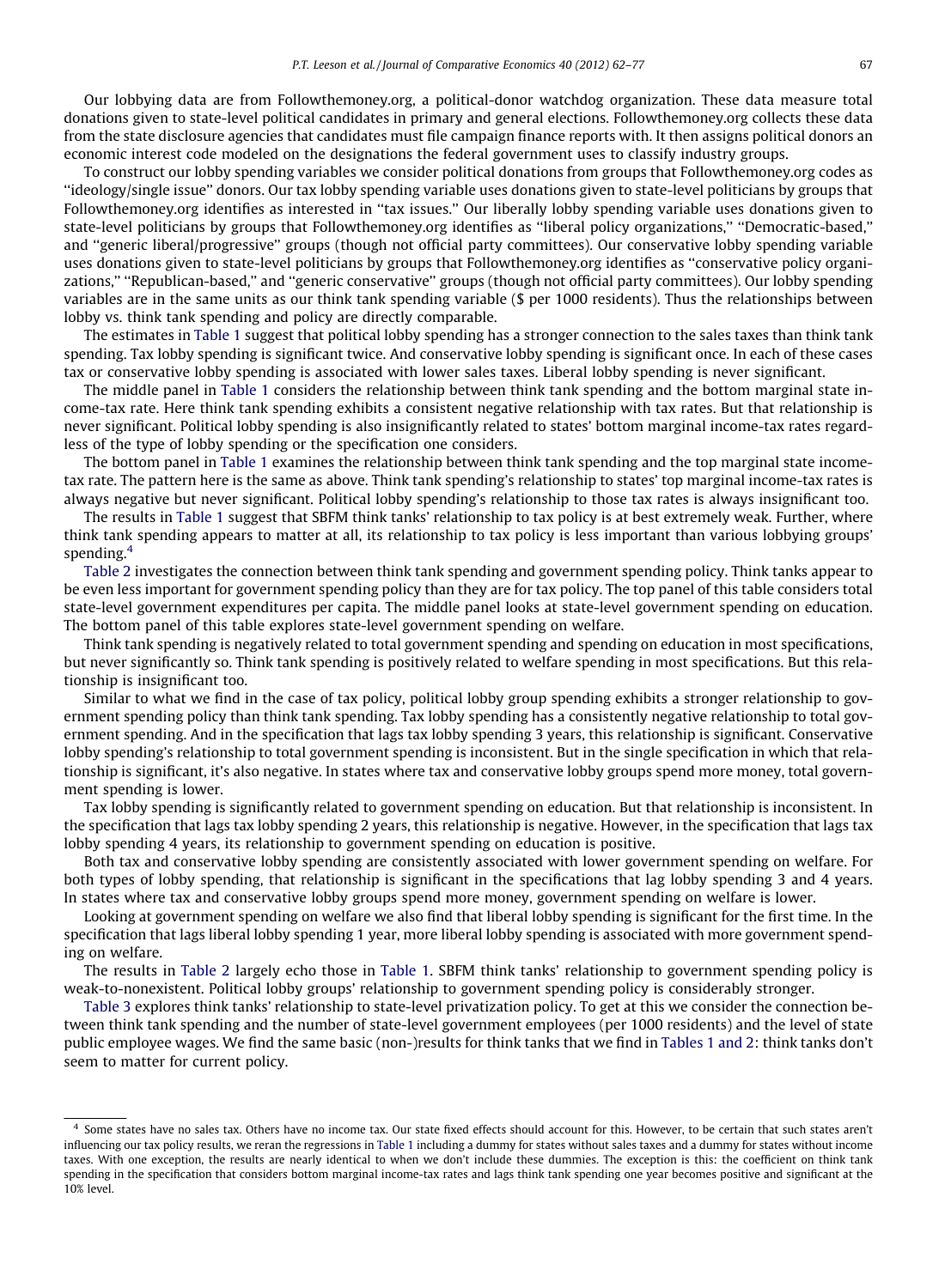Our lobbying data are from Followthemoney.org, a political-donor watchdog organization. These data measure total donations given to state-level political candidates in primary and general elections. Followthemoney.org collects these data from the state disclosure agencies that candidates must file campaign finance reports with. It then assigns political donors an economic interest code modeled on the designations the federal government uses to classify industry groups.

To construct our lobby spending variables we consider political donations from groups that Followthemoney.org codes as ''ideology/single issue'' donors. Our tax lobby spending variable uses donations given to state-level politicians by groups that Followthemoney.org identifies as interested in ''tax issues.'' Our liberally lobby spending variable uses donations given to state-level politicians by groups that Followthemoney.org identifies as ''liberal policy organizations,'' ''Democratic-based,'' and ''generic liberal/progressive'' groups (though not official party committees). Our conservative lobby spending variable uses donations given to state-level politicians by groups that Followthemoney.org identifies as ''conservative policy organizations,'' ''Republican-based,'' and ''generic conservative'' groups (though not official party committees). Our lobby spending variables are in the same units as our think tank spending variable ($ per 1000 residents). Thus the relationships between lobby vs. think tank spending and policy are directly comparable.

The estimates in Table 1 suggest that political lobby spending has a stronger connection to the sales taxes than think tank spending. Tax lobby spending is significant twice. And conservative lobby spending is significant once. In each of these cases tax or conservative lobby spending is associated with lower sales taxes. Liberal lobby spending is never significant.

The middle panel in Table 1 considers the relationship between think tank spending and the bottom marginal state income-tax rate. Here think tank spending exhibits a consistent negative relationship with tax rates. But that relationship is never significant. Political lobby spending is also insignificantly related to states' bottom marginal income-tax rates regardless of the type of lobby spending or the specification one considers.

The bottom panel in Table 1 examines the relationship between think tank spending and the top marginal state income-tax rate. The pattern here is the same as above. Think tank spending's relationship to states' top marginal income-tax rates is always negative but never significant. Political lobby spending's relationship to those tax rates is always insignificant too.

The results in Table 1 suggest that SBFM think tanks' relationship to tax policy is at best extremely weak. Further, where think tank spending appears to matter at all, its relationship to tax policy is less important than various lobbying groups' spending.[4]

Table 2 investigates the connection between think tank spending and government spending policy. Think tanks appear to be even less important for government spending policy than they are for tax policy. The top panel of this table considers total state-level government expenditures per capita. The middle panel looks at state-level government spending on education. The bottom panel of this table explores state-level government spending on welfare.

Think tank spending is negatively related to total government spending and spending on education in most specifications, but never significantly so. Think tank spending is positively related to welfare spending in most specifications. But this relationship is insignificant too.

Similar to what we find in the case of tax policy, political lobby group spending exhibits a stronger relationship to government spending policy than think tank spending. Tax lobby spending has a consistently negative relationship to total government spending. And in the specification that lags tax lobby spending 3 years, this relationship is significant. Conservative lobby spending's relationship to total government spending is inconsistent. But in the single specification in which that relationship is significant, it's also negative. In states where tax and conservative lobby groups spend more money, total government spending is lower.

Tax lobby spending is significantly related to government spending on education. But that relationship is inconsistent. In the specification that lags tax lobby spending 2 years, this relationship is negative. However, in the specification that lags tax lobby spending 4 years, its relationship to government spending on education is positive.

Both tax and conservative lobby spending are consistently associated with lower government spending on welfare. For both types of lobby spending, that relationship is significant in the specifications that lag lobby spending 3 and 4 years. In states where tax and conservative lobby groups spend more money, government spending on welfare is lower.

Looking at government spending on welfare we also find that liberal lobby spending is significant for the first time. In the specification that lags liberal lobby spending 1 year, more liberal lobby spending is associated with more government spending on welfare.

The results in Table 2 largely echo those in Table 1. SBFM think tanks' relationship to government spending policy is weak-to-nonexistent. Political lobby groups' relationship to government spending policy is considerably stronger.

Table 3 explores think tanks' relationship to state-level privatization policy. To get at this we consider the connection between think tank spending and the number of state-level government employees (per 1000 residents) and the level of state public employee wages. We find the same basic (non-)results for think tanks that we find in Tables 1 and 2: think tanks don't seem to matter for current policy.

---

[4] Some states have no sales tax. Others have no income tax. Our state fixed effects should account for this. However, to be certain that such states aren't influencing our tax policy results, we reran the regressions in Table 1 including a dummy for states without sales taxes and a dummy for states without income taxes. With one exception, the results are nearly identical to when we don't include these dummies. The exception is this: the coefficient on think tank spending in the specification that considers bottom marginal income-tax rates and lags think tank spending one year becomes positive and significant at the 10% level.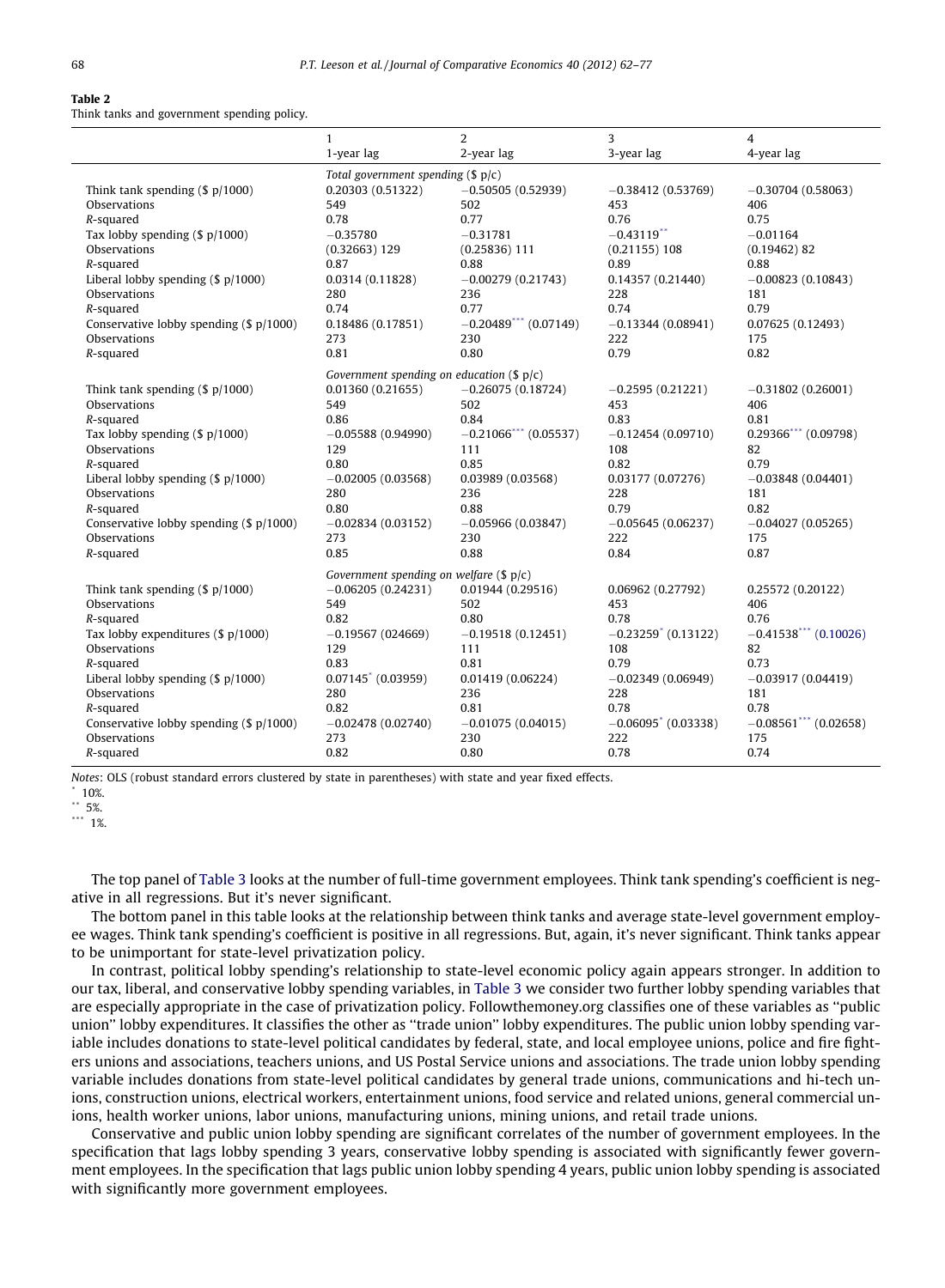**Table 2**
Think tanks and government spending policy.

| | 1<br>1-year lag | 2<br>2-year lag | 3<br>3-year lag | 4<br>4-year lag |
|---|---|---|---|---|
| | *Total government spending ($ p/c)* | | | |
| Think tank spending ($ p/1000) | 0.20303 (0.51322) | −0.50505 (0.52939) | −0.38412 (0.53769) | −0.30704 (0.58063) |
| Observations | 549 | 502 | 453 | 406 |
| *R*-squared | 0.78 | 0.77 | 0.76 | 0.75 |
| Tax lobby spending ($ p/1000) | −0.35780 | −0.31781 | −0.43119** | −0.01164 |
| Observations | (0.32663) 129 | (0.25836) 111 | (0.21155) 108 | (0.19462) 82 |
| *R*-squared | 0.87 | 0.88 | 0.89 | 0.88 |
| Liberal lobby spending ($ p/1000) | 0.0314 (0.11828) | −0.00279 (0.21743) | 0.14357 (0.21440) | −0.00823 (0.10843) |
| Observations | 280 | 236 | 228 | 181 |
| *R*-squared | 0.74 | 0.77 | 0.74 | 0.79 |
| Conservative lobby spending ($ p/1000) | 0.18486 (0.17851) | −0.20489*** (0.07149) | −0.13344 (0.08941) | 0.07625 (0.12493) |
| Observations | 273 | 230 | 222 | 175 |
| *R*-squared | 0.81 | 0.80 | 0.79 | 0.82 |
| | *Government spending on education ($ p/c)* | | | |
| Think tank spending ($ p/1000) | 0.01360 (0.21655) | −0.26075 (0.18724) | −0.2595 (0.21221) | −0.31802 (0.26001) |
| Observations | 549 | 502 | 453 | 406 |
| *R*-squared | 0.86 | 0.84 | 0.83 | 0.81 |
| Tax lobby spending ($ p/1000) | −0.05588 (0.94990) | −0.21066*** (0.05537) | −0.12454 (0.09710) | 0.29366*** (0.09798) |
| Observations | 129 | 111 | 108 | 82 |
| *R*-squared | 0.80 | 0.85 | 0.82 | 0.79 |
| Liberal lobby spending ($ p/1000) | −0.02005 (0.03568) | 0.03989 (0.03568) | 0.03177 (0.07276) | −0.03848 (0.04401) |
| Observations | 280 | 236 | 228 | 181 |
| *R*-squared | 0.80 | 0.88 | 0.79 | 0.82 |
| Conservative lobby spending ($ p/1000) | −0.02834 (0.03152) | −0.05966 (0.03847) | −0.05645 (0.06237) | −0.04027 (0.05265) |
| Observations | 273 | 230 | 222 | 175 |
| *R*-squared | 0.85 | 0.88 | 0.84 | 0.87 |
| | *Government spending on welfare ($ p/c)* | | | |
| Think tank spending ($ p/1000) | −0.06205 (0.24231) | 0.01944 (0.29516) | 0.06962 (0.27792) | 0.25572 (0.20122) |
| Observations | 549 | 502 | 453 | 406 |
| *R*-squared | 0.82 | 0.80 | 0.78 | 0.76 |
| Tax lobby expenditures ($ p/1000) | −0.19567 (024669) | −0.19518 (0.12451) | −0.23259* (0.13122) | −0.41538*** (0.10026) |
| Observations | 129 | 111 | 108 | 82 |
| *R*-squared | 0.83 | 0.81 | 0.79 | 0.73 |
| Liberal lobby spending ($ p/1000) | 0.07145* (0.03959) | 0.01419 (0.06224) | −0.02349 (0.06949) | −0.03917 (0.04419) |
| Observations | 280 | 236 | 228 | 181 |
| *R*-squared | 0.82 | 0.81 | 0.78 | 0.78 |
| Conservative lobby spending ($ p/1000) | −0.02478 (0.02740) | −0.01075 (0.04015) | −0.06095* (0.03338) | −0.08561*** (0.02658) |
| Observations | 273 | 230 | 222 | 175 |
| *R*-squared | 0.82 | 0.80 | 0.78 | 0.74 |

*Notes*: OLS (robust standard errors clustered by state in parentheses) with state and year fixed effects.
\* 10%.
\*\* 5%.
\*\*\* 1%.

The top panel of Table 3 looks at the number of full-time government employees. Think tank spending's coefficient is negative in all regressions. But it's never significant.

The bottom panel in this table looks at the relationship between think tanks and average state-level government employee wages. Think tank spending's coefficient is positive in all regressions. But, again, it's never significant. Think tanks appear to be unimportant for state-level privatization policy.

In contrast, political lobby spending's relationship to state-level economic policy again appears stronger. In addition to our tax, liberal, and conservative lobby spending variables, in Table 3 we consider two further lobby spending variables that are especially appropriate in the case of privatization policy. Followthemoney.org classifies one of these variables as ''public union'' lobby expenditures. It classifies the other as ''trade union'' lobby expenditures. The public union lobby spending variable includes donations to state-level political candidates by federal, state, and local employee unions, police and fire fighters unions and associations, teachers unions, and US Postal Service unions and associations. The trade union lobby spending variable includes donations from state-level political candidates by general trade unions, communications and hi-tech unions, construction unions, electrical workers, entertainment unions, food service and related unions, general commercial unions, health worker unions, labor unions, manufacturing unions, mining unions, and retail trade unions.

Conservative and public union lobby spending are significant correlates of the number of government employees. In the specification that lags lobby spending 3 years, conservative lobby spending is associated with significantly fewer government employees. In the specification that lags public union lobby spending 4 years, public union lobby spending is associated with significantly more government employees.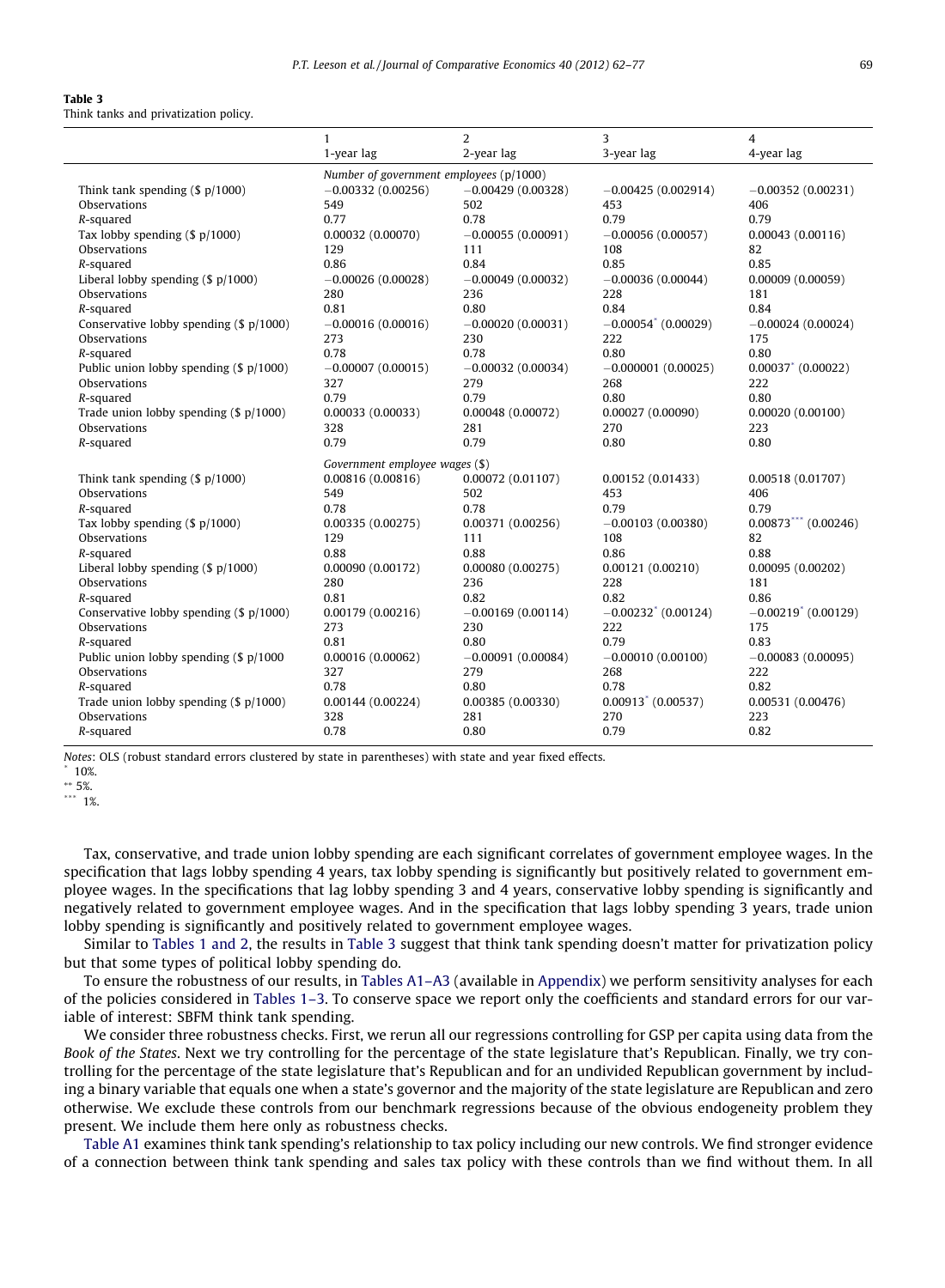**Table 3**
Think tanks and privatization policy.

| | 1<br>1-year lag | 2<br>2-year lag | 3<br>3-year lag | 4<br>4-year lag |
|---|---|---|---|---|
| | *Number of government employees (p/1000)* | | | |
| Think tank spending ($ p/1000) | −0.00332 (0.00256) | −0.00429 (0.00328) | −0.00425 (0.002914) | −0.00352 (0.00231) |
| Observations | 549 | 502 | 453 | 406 |
| *R*-squared | 0.77 | 0.78 | 0.79 | 0.79 |
| Tax lobby spending ($ p/1000) | 0.00032 (0.00070) | −0.00055 (0.00091) | −0.00056 (0.00057) | 0.00043 (0.00116) |
| Observations | 129 | 111 | 108 | 82 |
| *R*-squared | 0.86 | 0.84 | 0.85 | 0.85 |
| Liberal lobby spending ($ p/1000) | −0.00026 (0.00028) | −0.00049 (0.00032) | −0.00036 (0.00044) | 0.00009 (0.00059) |
| Observations | 280 | 236 | 228 | 181 |
| *R*-squared | 0.81 | 0.80 | 0.84 | 0.84 |
| Conservative lobby spending ($ p/1000) | −0.00016 (0.00016) | −0.00020 (0.00031) | −0.00054* (0.00029) | −0.00024 (0.00024) |
| Observations | 273 | 230 | 222 | 175 |
| *R*-squared | 0.78 | 0.78 | 0.80 | 0.80 |
| Public union lobby spending ($ p/1000) | −0.00007 (0.00015) | −0.00032 (0.00034) | −0.000001 (0.00025) | 0.00037* (0.00022) |
| Observations | 327 | 279 | 268 | 222 |
| *R*-squared | 0.79 | 0.79 | 0.80 | 0.80 |
| Trade union lobby spending ($ p/1000) | 0.00033 (0.00033) | 0.00048 (0.00072) | 0.00027 (0.00090) | 0.00020 (0.00100) |
| Observations | 328 | 281 | 270 | 223 |
| *R*-squared | 0.79 | 0.79 | 0.80 | 0.80 |
| | *Government employee wages ($)* | | | |
| Think tank spending ($ p/1000) | 0.00816 (0.00816) | 0.00072 (0.01107) | 0.00152 (0.01433) | 0.00518 (0.01707) |
| Observations | 549 | 502 | 453 | 406 |
| *R*-squared | 0.78 | 0.78 | 0.79 | 0.79 |
| Tax lobby spending ($ p/1000) | 0.00335 (0.00275) | 0.00371 (0.00256) | −0.00103 (0.00380) | 0.00873*** (0.00246) |
| Observations | 129 | 111 | 108 | 82 |
| *R*-squared | 0.88 | 0.88 | 0.86 | 0.88 |
| Liberal lobby spending ($ p/1000) | 0.00090 (0.00172) | 0.00080 (0.00275) | 0.00121 (0.00210) | 0.00095 (0.00202) |
| Observations | 280 | 236 | 228 | 181 |
| *R*-squared | 0.81 | 0.82 | 0.82 | 0.86 |
| Conservative lobby spending ($ p/1000) | 0.00179 (0.00216) | −0.00169 (0.00114) | −0.00232* (0.00124) | −0.00219* (0.00129) |
| Observations | 273 | 230 | 222 | 175 |
| *R*-squared | 0.81 | 0.80 | 0.79 | 0.83 |
| Public union lobby spending ($ p/1000 | 0.00016 (0.00062) | −0.00091 (0.00084) | −0.00010 (0.00100) | −0.00083 (0.00095) |
| Observations | 327 | 279 | 268 | 222 |
| *R*-squared | 0.78 | 0.80 | 0.78 | 0.82 |
| Trade union lobby spending ($ p/1000) | 0.00144 (0.00224) | 0.00385 (0.00330) | 0.00913* (0.00537) | 0.00531 (0.00476) |
| Observations | 328 | 281 | 270 | 223 |
| *R*-squared | 0.78 | 0.80 | 0.79 | 0.82 |

*Notes*: OLS (robust standard errors clustered by state in parentheses) with state and year fixed effects.
\* 10%.
\*\* 5%.
\*\*\* 1%.

Tax, conservative, and trade union lobby spending are each significant correlates of government employee wages. In the specification that lags lobby spending 4 years, tax lobby spending is significantly but positively related to government employee wages. In the specifications that lag lobby spending 3 and 4 years, conservative lobby spending is significantly and negatively related to government employee wages. And in the specification that lags lobby spending 3 years, trade union lobby spending is significantly and positively related to government employee wages.

Similar to Tables 1 and 2, the results in Table 3 suggest that think tank spending doesn't matter for privatization policy but that some types of political lobby spending do.

To ensure the robustness of our results, in Tables A1–A3 (available in Appendix) we perform sensitivity analyses for each of the policies considered in Tables 1–3. To conserve space we report only the coefficients and standard errors for our variable of interest: SBFM think tank spending.

We consider three robustness checks. First, we rerun all our regressions controlling for GSP per capita using data from the *Book of the States*. Next we try controlling for the percentage of the state legislature that's Republican. Finally, we try controlling for the percentage of the state legislature that's Republican and for an undivided Republican government by including a binary variable that equals one when a state's governor and the majority of the state legislature are Republican and zero otherwise. We exclude these controls from our benchmark regressions because of the obvious endogeneity problem they present. We include them here only as robustness checks.

Table A1 examines think tank spending's relationship to tax policy including our new controls. We find stronger evidence of a connection between think tank spending and sales tax policy with these controls than we find without them. In all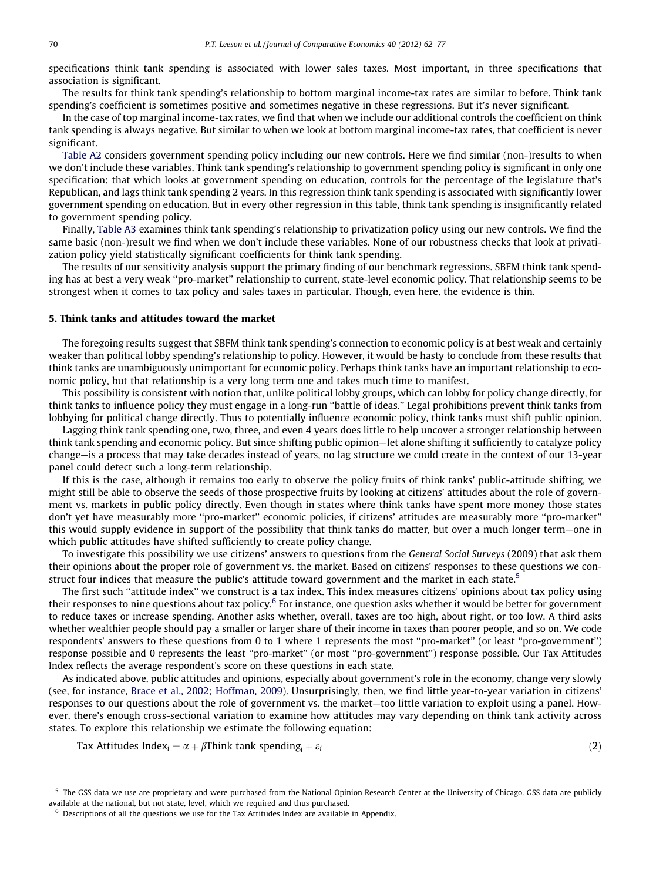specifications think tank spending is associated with lower sales taxes. Most important, in three specifications that association is significant.

The results for think tank spending's relationship to bottom marginal income-tax rates are similar to before. Think tank spending's coefficient is sometimes positive and sometimes negative in these regressions. But it's never significant.

In the case of top marginal income-tax rates, we find that when we include our additional controls the coefficient on think tank spending is always negative. But similar to when we look at bottom marginal income-tax rates, that coefficient is never significant.

Table A2 considers government spending policy including our new controls. Here we find similar (non-)results to when we don't include these variables. Think tank spending's relationship to government spending policy is significant in only one specification: that which looks at government spending on education, controls for the percentage of the legislature that's Republican, and lags think tank spending 2 years. In this regression think tank spending is associated with significantly lower government spending on education. But in every other regression in this table, think tank spending is insignificantly related to government spending policy.

Finally, Table A3 examines think tank spending's relationship to privatization policy using our new controls. We find the same basic (non-)result we find when we don't include these variables. None of our robustness checks that look at privatization policy yield statistically significant coefficients for think tank spending.

The results of our sensitivity analysis support the primary finding of our benchmark regressions. SBFM think tank spending has at best a very weak "pro-market" relationship to current, state-level economic policy. That relationship seems to be strongest when it comes to tax policy and sales taxes in particular. Though, even here, the evidence is thin.

## 5. Think tanks and attitudes toward the market

The foregoing results suggest that SBFM think tank spending's connection to economic policy is at best weak and certainly weaker than political lobby spending's relationship to policy. However, it would be hasty to conclude from these results that think tanks are unambiguously unimportant for economic policy. Perhaps think tanks have an important relationship to economic policy, but that relationship is a very long term one and takes much time to manifest.

This possibility is consistent with notion that, unlike political lobby groups, which can lobby for policy change directly, for think tanks to influence policy they must engage in a long-run "battle of ideas." Legal prohibitions prevent think tanks from lobbying for political change directly. Thus to potentially influence economic policy, think tanks must shift public opinion.

Lagging think tank spending one, two, three, and even 4 years does little to help uncover a stronger relationship between think tank spending and economic policy. But since shifting public opinion—let alone shifting it sufficiently to catalyze policy change—is a process that may take decades instead of years, no lag structure we could create in the context of our 13-year panel could detect such a long-term relationship.

If this is the case, although it remains too early to observe the policy fruits of think tanks' public-attitude shifting, we might still be able to observe the seeds of those prospective fruits by looking at citizens' attitudes about the role of government vs. markets in public policy directly. Even though in states where think tanks have spent more money those states don't yet have measurably more "pro-market" economic policies, if citizens' attitudes are measurably more "pro-market" this would supply evidence in support of the possibility that think tanks do matter, but over a much longer term—one in which public attitudes have shifted sufficiently to create policy change.

To investigate this possibility we use citizens' answers to questions from the *General Social Surveys* (2009) that ask them their opinions about the proper role of government vs. the market. Based on citizens' responses to these questions we construct four indices that measure the public's attitude toward government and the market in each state.[5]

The first such "attitude index" we construct is a tax index. This index measures citizens' opinions about tax policy using their responses to nine questions about tax policy.[6] For instance, one question asks whether it would be better for government to reduce taxes or increase spending. Another asks whether, overall, taxes are too high, about right, or too low. A third asks whether wealthier people should pay a smaller or larger share of their income in taxes than poorer people, and so on. We code respondents' answers to these questions from 0 to 1 where 1 represents the most "pro-market" (or least "pro-government") response possible and 0 represents the least "pro-market" (or most "pro-government") response possible. Our Tax Attitudes Index reflects the average respondent's score on these questions in each state.

As indicated above, public attitudes and opinions, especially about government's role in the economy, change very slowly (see, for instance, Brace et al., 2002; Hoffman, 2009). Unsurprisingly, then, we find little year-to-year variation in citizens' responses to our questions about the role of government vs. the market—too little variation to exploit using a panel. However, there's enough cross-sectional variation to examine how attitudes may vary depending on think tank activity across states. To explore this relationship we estimate the following equation:

$$\text{Tax Attitudes Index}_i = \alpha + \beta \text{Think tank spending}_i + \varepsilon_i \tag{2}$$

[5] The GSS data we use are proprietary and were purchased from the National Opinion Research Center at the University of Chicago. GSS data are publicly available at the national, but not state, level, which we required and thus purchased.

[6] Descriptions of all the questions we use for the Tax Attitudes Index are available in Appendix.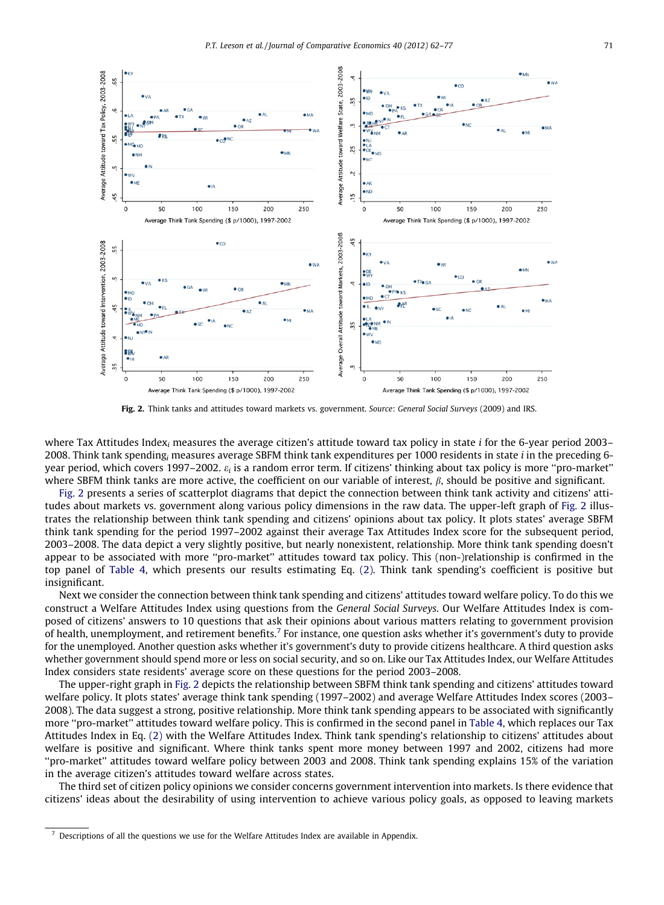Fig. 2. Think tanks and attitudes toward markets vs. government. *Source*: *General Social Surveys* (2009) and IRS.

where Tax Attitudes Index$_i$ measures the average citizen's attitude toward tax policy in state $i$ for the 6-year period 2003–2008. Think tank spending$_i$ measures average SBFM think tank expenditures per 1000 residents in state $i$ in the preceding 6-year period, which covers 1997–2002. $\varepsilon_i$ is a random error term. If citizens' thinking about tax policy is more ''pro-market'' where SBFM think tanks are more active, the coefficient on our variable of interest, $\beta$, should be positive and significant.

Fig. 2 presents a series of scatterplot diagrams that depict the connection between think tank activity and citizens' attitudes about markets vs. government along various policy dimensions in the raw data. The upper-left graph of Fig. 2 illustrates the relationship between think tank spending and citizens' opinions about tax policy. It plots states' average SBFM think tank spending for the period 1997–2002 against their average Tax Attitudes Index score for the subsequent period, 2003–2008. The data depict a very slightly positive, but nearly nonexistent, relationship. More think tank spending doesn't appear to be associated with more ''pro-market'' attitudes toward tax policy. This (non-)relationship is confirmed in the top panel of Table 4, which presents our results estimating Eq. (2). Think tank spending's coefficient is positive but insignificant.

Next we consider the connection between think tank spending and citizens' attitudes toward welfare policy. To do this we construct a Welfare Attitudes Index using questions from the *General Social Surveys*. Our Welfare Attitudes Index is composed of citizens' answers to 10 questions that ask their opinions about various matters relating to government provision of health, unemployment, and retirement benefits.[7] For instance, one question asks whether it's government's duty to provide for the unemployed. Another question asks whether it's government's duty to provide citizens healthcare. A third question asks whether government should spend more or less on social security, and so on. Like our Tax Attitudes Index, our Welfare Attitudes Index considers state residents' average score on these questions for the period 2003–2008.

The upper-right graph in Fig. 2 depicts the relationship between SBFM think tank spending and citizens' attitudes toward welfare policy. It plots states' average think tank spending (1997–2002) and average Welfare Attitudes Index scores (2003–2008). The data suggest a strong, positive relationship. More think tank spending appears to be associated with significantly more ''pro-market'' attitudes toward welfare policy. This is confirmed in the second panel in Table 4, which replaces our Tax Attitudes Index in Eq. (2) with the Welfare Attitudes Index. Think tank spending's relationship to citizens' attitudes about welfare is positive and significant. Where think tanks spent more money between 1997 and 2002, citizens had more ''pro-market'' attitudes toward welfare policy between 2003 and 2008. Think tank spending explains 15% of the variation in the average citizen's attitudes toward welfare across states.

The third set of citizen policy opinions we consider concerns government intervention into markets. Is there evidence that citizens' ideas about the desirability of using intervention to achieve various policy goals, as opposed to leaving markets

[7] Descriptions of all the questions we use for the Welfare Attitudes Index are available in Appendix.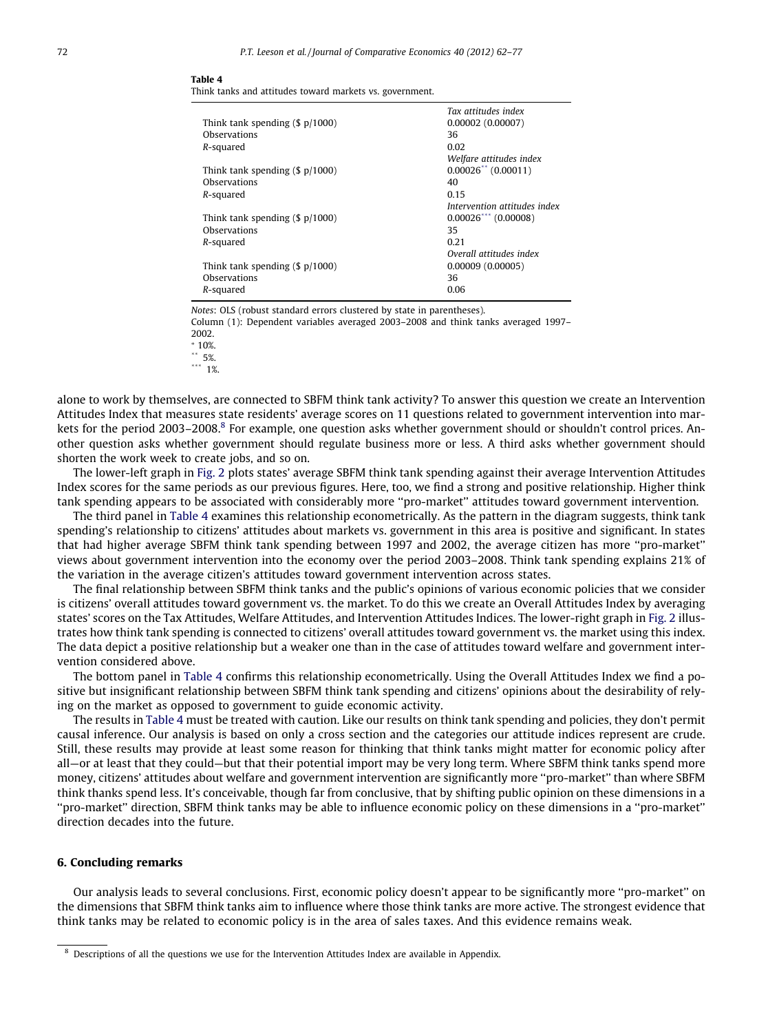**Table 4**
Think tanks and attitudes toward markets vs. government.

| | |
|---|---|
| | *Tax attitudes index* |
| Think tank spending ($ p/1000) | 0.00002 (0.00007) |
| Observations | 36 |
| *R*-squared | 0.02 |
| | *Welfare attitudes index* |
| Think tank spending ($ p/1000) | 0.00026** (0.00011) |
| Observations | 40 |
| *R*-squared | 0.15 |
| | *Intervention attitudes index* |
| Think tank spending ($ p/1000) | 0.00026*** (0.00008) |
| Observations | 35 |
| *R*-squared | 0.21 |
| | *Overall attitudes index* |
| Think tank spending ($ p/1000) | 0.00009 (0.00005) |
| Observations | 36 |
| *R*-squared | 0.06 |

*Notes*: OLS (robust standard errors clustered by state in parentheses).
Column (1): Dependent variables averaged 2003–2008 and think tanks averaged 1997–2002.
* 10%.
** 5%.
*** 1%.

alone to work by themselves, are connected to SBFM think tank activity? To answer this question we create an Intervention Attitudes Index that measures state residents' average scores on 11 questions related to government intervention into markets for the period 2003–2008.[8] For example, one question asks whether government should or shouldn't control prices. Another question asks whether government should regulate business more or less. A third asks whether government should shorten the work week to create jobs, and so on.

The lower-left graph in Fig. 2 plots states' average SBFM think tank spending against their average Intervention Attitudes Index scores for the same periods as our previous figures. Here, too, we find a strong and positive relationship. Higher think tank spending appears to be associated with considerably more "pro-market" attitudes toward government intervention.

The third panel in Table 4 examines this relationship econometrically. As the pattern in the diagram suggests, think tank spending's relationship to citizens' attitudes about markets vs. government in this area is positive and significant. In states that had higher average SBFM think tank spending between 1997 and 2002, the average citizen has more "pro-market" views about government intervention into the economy over the period 2003–2008. Think tank spending explains 21% of the variation in the average citizen's attitudes toward government intervention across states.

The final relationship between SBFM think tanks and the public's opinions of various economic policies that we consider is citizens' overall attitudes toward government vs. the market. To do this we create an Overall Attitudes Index by averaging states' scores on the Tax Attitudes, Welfare Attitudes, and Intervention Attitudes Indices. The lower-right graph in Fig. 2 illustrates how think tank spending is connected to citizens' overall attitudes toward government vs. the market using this index. The data depict a positive relationship but a weaker one than in the case of attitudes toward welfare and government intervention considered above.

The bottom panel in Table 4 confirms this relationship econometrically. Using the Overall Attitudes Index we find a positive but insignificant relationship between SBFM think tank spending and citizens' opinions about the desirability of relying on the market as opposed to government to guide economic activity.

The results in Table 4 must be treated with caution. Like our results on think tank spending and policies, they don't permit causal inference. Our analysis is based on only a cross section and the categories our attitude indices represent are crude. Still, these results may provide at least some reason for thinking that think tanks might matter for economic policy after all—or at least that they could—but that their potential import may be very long term. Where SBFM think tanks spend more money, citizens' attitudes about welfare and government intervention are significantly more "pro-market" than where SBFM think thanks spend less. It's conceivable, though far from conclusive, that by shifting public opinion on these dimensions in a "pro-market" direction, SBFM think tanks may be able to influence economic policy on these dimensions in a "pro-market" direction decades into the future.

## 6. Concluding remarks

Our analysis leads to several conclusions. First, economic policy doesn't appear to be significantly more "pro-market" on the dimensions that SBFM think tanks aim to influence where those think tanks are more active. The strongest evidence that think tanks may be related to economic policy is in the area of sales taxes. And this evidence remains weak.

[8] Descriptions of all the questions we use for the Intervention Attitudes Index are available in Appendix.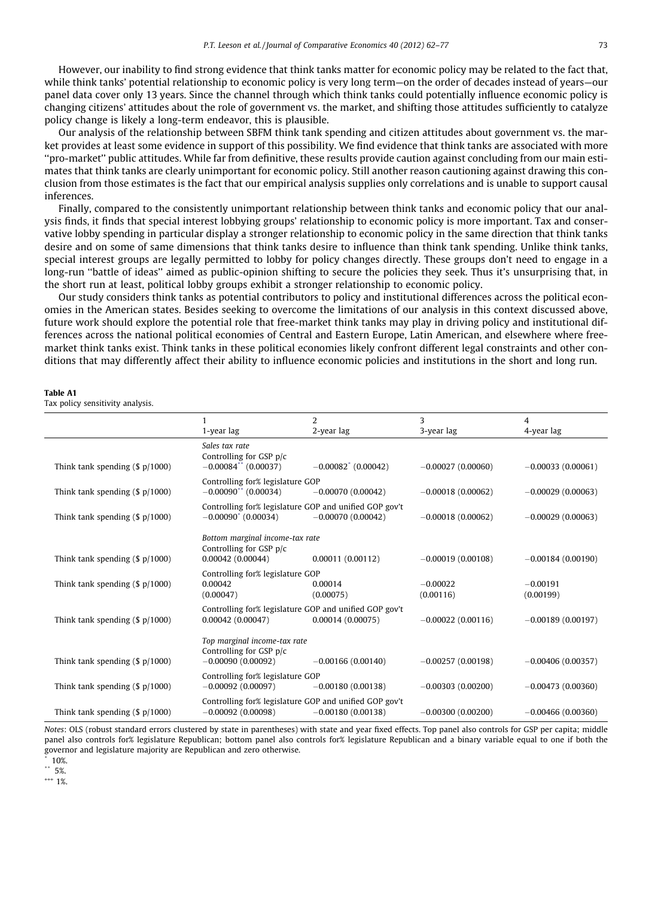However, our inability to find strong evidence that think tanks matter for economic policy may be related to the fact that, while think tanks' potential relationship to economic policy is very long term—on the order of decades instead of years—our panel data cover only 13 years. Since the channel through which think tanks could potentially influence economic policy is changing citizens' attitudes about the role of government vs. the market, and shifting those attitudes sufficiently to catalyze policy change is likely a long-term endeavor, this is plausible.

Our analysis of the relationship between SBFM think tank spending and citizen attitudes about government vs. the market provides at least some evidence in support of this possibility. We find evidence that think tanks are associated with more ''pro-market'' public attitudes. While far from definitive, these results provide caution against concluding from our main estimates that think tanks are clearly unimportant for economic policy. Still another reason cautioning against drawing this conclusion from those estimates is the fact that our empirical analysis supplies only correlations and is unable to support causal inferences.

Finally, compared to the consistently unimportant relationship between think tanks and economic policy that our analysis finds, it finds that special interest lobbying groups' relationship to economic policy is more important. Tax and conservative lobby spending in particular display a stronger relationship to economic policy in the same direction that think tanks desire and on some of same dimensions that think tanks desire to influence than think tank spending. Unlike think tanks, special interest groups are legally permitted to lobby for policy changes directly. These groups don't need to engage in a long-run ''battle of ideas'' aimed as public-opinion shifting to secure the policies they seek. Thus it's unsurprising that, in the short run at least, political lobby groups exhibit a stronger relationship to economic policy.

Our study considers think tanks as potential contributors to policy and institutional differences across the political economies in the American states. Besides seeking to overcome the limitations of our analysis in this context discussed above, future work should explore the potential role that free-market think tanks may play in driving policy and institutional differences across the national political economies of Central and Eastern Europe, Latin American, and elsewhere where free-market think tanks exist. Think tanks in these political economies likely confront different legal constraints and other conditions that may differently affect their ability to influence economic policies and institutions in the short and long run.

**Table A1**
Tax policy sensitivity analysis.

| | 1<br>1-year lag | 2<br>2-year lag | 3<br>3-year lag | 4<br>4-year lag |
|---|---|---|---|---|
| | *Sales tax rate* | | | |
| | Controlling for GSP p/c | | | |
| Think tank spending ($ p/1000) | −0.00084** (0.00037) | −0.00082* (0.00042) | −0.00027 (0.00060) | −0.00033 (0.00061) |
| | Controlling for% legislature GOP | | | |
| Think tank spending ($ p/1000) | −0.00090** (0.00034) | −0.00070 (0.00042) | −0.00018 (0.00062) | −0.00029 (0.00063) |
| | Controlling for% legislature GOP and unified GOP gov't | | | |
| Think tank spending ($ p/1000) | −0.00090* (0.00034) | −0.00070 (0.00042) | −0.00018 (0.00062) | −0.00029 (0.00063) |
| | *Bottom marginal income-tax rate* | | | |
| | Controlling for GSP p/c | | | |
| Think tank spending ($ p/1000) | 0.00042 (0.00044) | 0.00011 (0.00112) | −0.00019 (0.00108) | −0.00184 (0.00190) |
| | Controlling for% legislature GOP | | | |
| Think tank spending ($ p/1000) | 0.00042 (0.00047) | 0.00014 (0.00075) | −0.00022 (0.00116) | −0.00191 (0.00199) |
| | Controlling for% legislature GOP and unified GOP gov't | | | |
| Think tank spending ($ p/1000) | 0.00042 (0.00047) | 0.00014 (0.00075) | −0.00022 (0.00116) | −0.00189 (0.00197) |
| | *Top marginal income-tax rate* | | | |
| | Controlling for GSP p/c | | | |
| Think tank spending ($ p/1000) | −0.00090 (0.00092) | −0.00166 (0.00140) | −0.00257 (0.00198) | −0.00406 (0.00357) |
| | Controlling for% legislature GOP | | | |
| Think tank spending ($ p/1000) | −0.00092 (0.00097) | −0.00180 (0.00138) | −0.00303 (0.00200) | −0.00473 (0.00360) |
| | Controlling for% legislature GOP and unified GOP gov't | | | |
| Think tank spending ($ p/1000) | −0.00092 (0.00098) | −0.00180 (0.00138) | −0.00300 (0.00200) | −0.00466 (0.00360) |

*Notes*: OLS (robust standard errors clustered by state in parentheses) with state and year fixed effects. Top panel also controls for GSP per capita; middle panel also controls for% legislature Republican; bottom panel also controls for% legislature Republican and a binary variable equal to one if both the governor and legislature majority are Republican and zero otherwise.

\* 10%.

\*\* 5%.

\*\*\* 1%.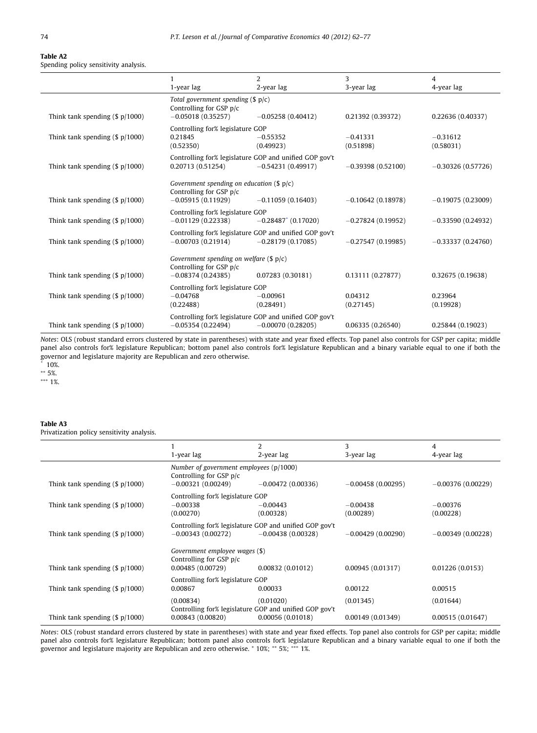**Table A2**
Spending policy sensitivity analysis.

| | 1<br>1-year lag | 2<br>2-year lag | 3<br>3-year lag | 4<br>4-year lag |
|---|---|---|---|---|
| | *Total government spending ($ p/c)* | | | |
| | Controlling for GSP p/c | | | |
| Think tank spending ($ p/1000) | −0.05018 (0.35257) | −0.05258 (0.40412) | 0.21392 (0.39372) | 0.22636 (0.40337) |
| | Controlling for% legislature GOP | | | |
| Think tank spending ($ p/1000) | 0.21845 (0.52350) | −0.55352 (0.49923) | −0.41331 (0.51898) | −0.31612 (0.58031) |
| | Controlling for% legislature GOP and unified GOP gov't | | | |
| Think tank spending ($ p/1000) | 0.20713 (0.51254) | −0.54231 (0.49917) | −0.39398 (0.52100) | −0.30326 (0.57726) |
| | *Government spending on education ($ p/c)* | | | |
| | Controlling for GSP p/c | | | |
| Think tank spending ($ p/1000) | −0.05915 (0.11929) | −0.11059 (0.16403) | −0.10642 (0.18978) | −0.19075 (0.23009) |
| | Controlling for% legislature GOP | | | |
| Think tank spending ($ p/1000) | −0.01129 (0.22338) | −0.28487* (0.17020) | −0.27824 (0.19952) | −0.33590 (0.24932) |
| | Controlling for% legislature GOP and unified GOP gov't | | | |
| Think tank spending ($ p/1000) | −0.00703 (0.21914) | −0.28179 (0.17085) | −0.27547 (0.19985) | −0.33337 (0.24760) |
| | *Government spending on welfare ($ p/c)* | | | |
| | Controlling for GSP p/c | | | |
| Think tank spending ($ p/1000) | −0.08374 (0.24385) | 0.07283 (0.30181) | 0.13111 (0.27877) | 0.32675 (0.19638) |
| | Controlling for% legislature GOP | | | |
| Think tank spending ($ p/1000) | −0.04768 (0.22488) | −0.00961 (0.28491) | 0.04312 (0.27145) | 0.23964 (0.19928) |
| | Controlling for% legislature GOP and unified GOP gov't | | | |
| Think tank spending ($ p/1000) | −0.05354 (0.22494) | −0.00070 (0.28205) | 0.06335 (0.26540) | 0.25844 (0.19023) |

*Notes*: OLS (robust standard errors clustered by state in parentheses) with state and year fixed effects. Top panel also controls for GSP per capita; middle panel also controls for% legislature Republican; bottom panel also controls for% legislature Republican and a binary variable equal to one if both the governor and legislature majority are Republican and zero otherwise.
\* 10%.
\*\* 5%.
\*\*\* 1%.

**Table A3**
Privatization policy sensitivity analysis.

| | 1<br>1-year lag | 2<br>2-year lag | 3<br>3-year lag | 4<br>4-year lag |
|---|---|---|---|---|
| | *Number of government employees (p/1000)* | | | |
| | Controlling for GSP p/c | | | |
| Think tank spending ($ p/1000) | −0.00321 (0.00249) | −0.00472 (0.00336) | −0.00458 (0.00295) | −0.00376 (0.00229) |
| | Controlling for% legislature GOP | | | |
| Think tank spending ($ p/1000) | −0.00338 (0.00270) | −0.00443 (0.00328) | −0.00438 (0.00289) | −0.00376 (0.00228) |
| | Controlling for% legislature GOP and unified GOP gov't | | | |
| Think tank spending ($ p/1000) | −0.00343 (0.00272) | −0.00438 (0.00328) | −0.00429 (0.00290) | −0.00349 (0.00228) |
| | *Government employee wages ($)* | | | |
| | Controlling for GSP p/c | | | |
| Think tank spending ($ p/1000) | 0.00485 (0.00729) | 0.00832 (0.01012) | 0.00945 (0.01317) | 0.01226 (0.0153) |
| | Controlling for% legislature GOP | | | |
| Think tank spending ($ p/1000) | 0.00867 (0.00834) | 0.00033 (0.01020) | 0.00122 (0.01345) | 0.00515 (0.01644) |
| | Controlling for% legislature GOP and unified GOP gov't | | | |
| Think tank spending ($ p/1000) | 0.00843 (0.00820) | 0.00056 (0.01018) | 0.00149 (0.01349) | 0.00515 (0.01647) |

*Notes*: OLS (robust standard errors clustered by state in parentheses) with state and year fixed effects. Top panel also controls for GSP per capita; middle panel also controls for% legislature Republican; bottom panel also controls for% legislature Republican and a binary variable equal to one if both the governor and legislature majority are Republican and zero otherwise. * 10%; ** 5%; *** 1%.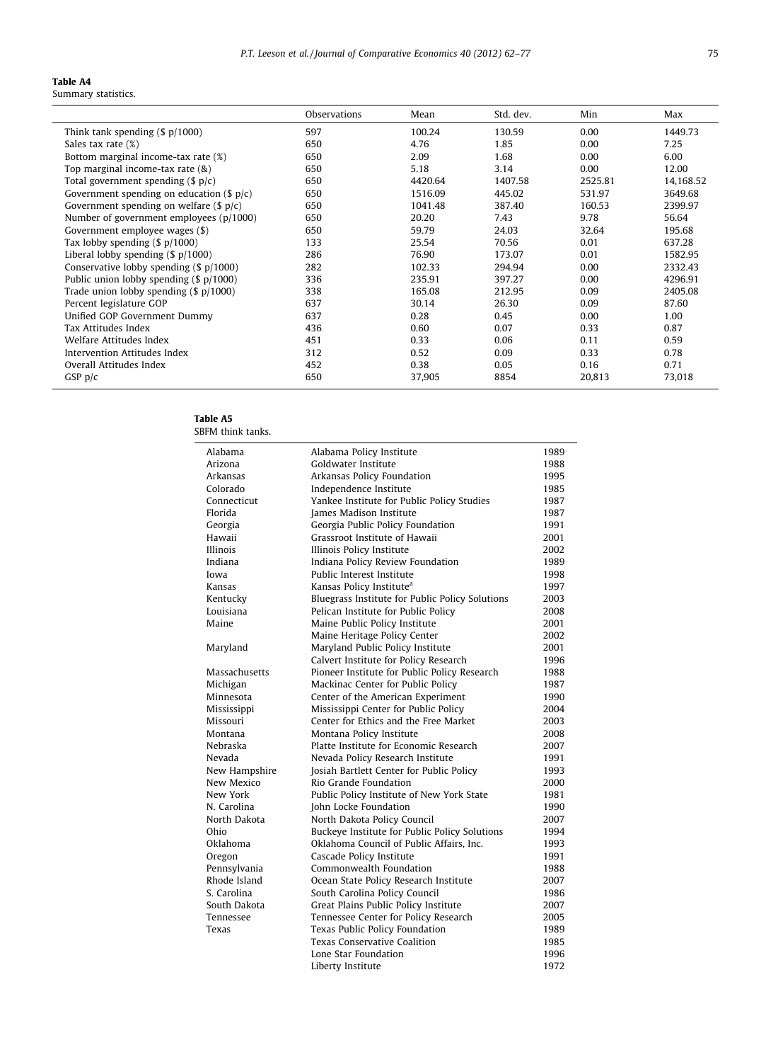**Table A4**
Summary statistics.

| | Observations | Mean | Std. dev. | Min | Max |
|---|---|---|---|---|---|
| Think tank spending ($ p/1000) | 597 | 100.24 | 130.59 | 0.00 | 1449.73 |
| Sales tax rate (%) | 650 | 4.76 | 1.85 | 0.00 | 7.25 |
| Bottom marginal income-tax rate (%) | 650 | 2.09 | 1.68 | 0.00 | 6.00 |
| Top marginal income-tax rate (&) | 650 | 5.18 | 3.14 | 0.00 | 12.00 |
| Total government spending ($ p/c) | 650 | 4420.64 | 1407.58 | 2525.81 | 14,168.52 |
| Government spending on education ($ p/c) | 650 | 1516.09 | 445.02 | 531.97 | 3649.68 |
| Government spending on welfare ($ p/c) | 650 | 1041.48 | 387.40 | 160.53 | 2399.97 |
| Number of government employees (p/1000) | 650 | 20.20 | 7.43 | 9.78 | 56.64 |
| Government employee wages ($) | 650 | 59.79 | 24.03 | 32.64 | 195.68 |
| Tax lobby spending ($ p/1000) | 133 | 25.54 | 70.56 | 0.01 | 637.28 |
| Liberal lobby spending ($ p/1000) | 286 | 76.90 | 173.07 | 0.01 | 1582.95 |
| Conservative lobby spending ($ p/1000) | 282 | 102.33 | 294.94 | 0.00 | 2332.43 |
| Public union lobby spending ($ p/1000) | 336 | 235.91 | 397.27 | 0.00 | 4296.91 |
| Trade union lobby spending ($ p/1000) | 338 | 165.08 | 212.95 | 0.09 | 2405.08 |
| Percent legislature GOP | 637 | 30.14 | 26.30 | 0.09 | 87.60 |
| Unified GOP Government Dummy | 637 | 0.28 | 0.45 | 0.00 | 1.00 |
| Tax Attitudes Index | 436 | 0.60 | 0.07 | 0.33 | 0.87 |
| Welfare Attitudes Index | 451 | 0.33 | 0.06 | 0.11 | 0.59 |
| Intervention Attitudes Index | 312 | 0.52 | 0.09 | 0.33 | 0.78 |
| Overall Attitudes Index | 452 | 0.38 | 0.05 | 0.16 | 0.71 |
| GSP p/c | 650 | 37,905 | 8854 | 20,813 | 73,018 |

**Table A5**
SBFM think tanks.

| | | |
|---|---|---|
| Alabama | Alabama Policy Institute | 1989 |
| Arizona | Goldwater Institute | 1988 |
| Arkansas | Arkansas Policy Foundation | 1995 |
| Colorado | Independence Institute | 1985 |
| Connecticut | Yankee Institute for Public Policy Studies | 1987 |
| Florida | James Madison Institute | 1987 |
| Georgia | Georgia Public Policy Foundation | 1991 |
| Hawaii | Grassroot Institute of Hawaii | 2001 |
| Illinois | Illinois Policy Institute | 2002 |
| Indiana | Indiana Policy Review Foundation | 1989 |
| Iowa | Public Interest Institute | 1998 |
| Kansas | Kansas Policy Institute[a] | 1997 |
| Kentucky | Bluegrass Institute for Public Policy Solutions | 2003 |
| Louisiana | Pelican Institute for Public Policy | 2008 |
| Maine | Maine Public Policy Institute | 2001 |
| | Maine Heritage Policy Center | 2002 |
| Maryland | Maryland Public Policy Institute | 2001 |
| | Calvert Institute for Policy Research | 1996 |
| Massachusetts | Pioneer Institute for Public Policy Research | 1988 |
| Michigan | Mackinac Center for Public Policy | 1987 |
| Minnesota | Center of the American Experiment | 1990 |
| Mississippi | Mississippi Center for Public Policy | 2004 |
| Missouri | Center for Ethics and the Free Market | 2003 |
| Montana | Montana Policy Institute | 2008 |
| Nebraska | Platte Institute for Economic Research | 2007 |
| Nevada | Nevada Policy Research Institute | 1991 |
| New Hampshire | Josiah Bartlett Center for Public Policy | 1993 |
| New Mexico | Rio Grande Foundation | 2000 |
| New York | Public Policy Institute of New York State | 1981 |
| N. Carolina | John Locke Foundation | 1990 |
| North Dakota | North Dakota Policy Council | 2007 |
| Ohio | Buckeye Institute for Public Policy Solutions | 1994 |
| Oklahoma | Oklahoma Council of Public Affairs, Inc. | 1993 |
| Oregon | Cascade Policy Institute | 1991 |
| Pennsylvania | Commonwealth Foundation | 1988 |
| Rhode Island | Ocean State Policy Research Institute | 2007 |
| S. Carolina | South Carolina Policy Council | 1986 |
| South Dakota | Great Plains Public Policy Institute | 2007 |
| Tennessee | Tennessee Center for Policy Research | 2005 |
| Texas | Texas Public Policy Foundation | 1989 |
| | Texas Conservative Coalition | 1985 |
| | Lone Star Foundation | 1996 |
| | Liberty Institute | 1972 |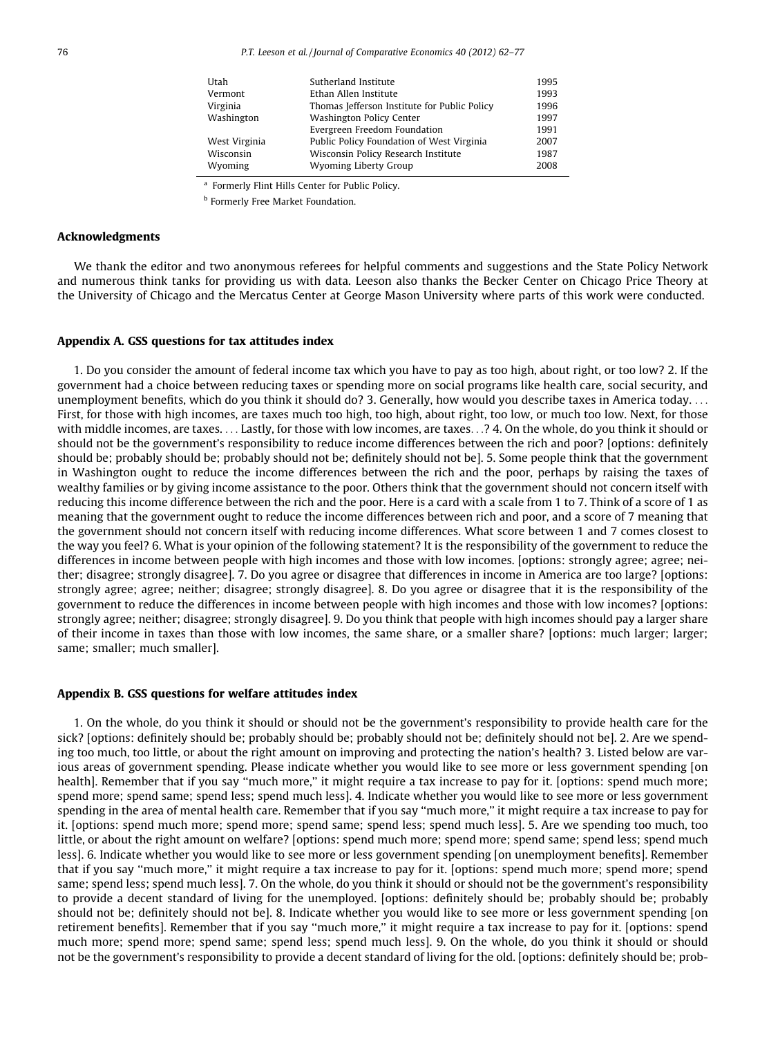| | | |
|---|---|---|
| Utah | Sutherland Institute | 1995 |
| Vermont | Ethan Allen Institute | 1993 |
| Virginia | Thomas Jefferson Institute for Public Policy | 1996 |
| Washington | Washington Policy Center | 1997 |
| | Evergreen Freedom Foundation | 1991 |
| West Virginia | Public Policy Foundation of West Virginia | 2007 |
| Wisconsin | Wisconsin Policy Research Institute | 1987 |
| Wyoming | Wyoming Liberty Group | 2008 |

[a] Formerly Flint Hills Center for Public Policy.

[b] Formerly Free Market Foundation.

## Acknowledgments

We thank the editor and two anonymous referees for helpful comments and suggestions and the State Policy Network and numerous think tanks for providing us with data. Leeson also thanks the Becker Center on Chicago Price Theory at the University of Chicago and the Mercatus Center at George Mason University where parts of this work were conducted.

## Appendix A. GSS questions for tax attitudes index

1. Do you consider the amount of federal income tax which you have to pay as too high, about right, or too low? 2. If the government had a choice between reducing taxes or spending more on social programs like health care, social security, and unemployment benefits, which do you think it should do? 3. Generally, how would you describe taxes in America today. ... First, for those with high incomes, are taxes much too high, too high, about right, too low, or much too low. Next, for those with middle incomes, are taxes. ... Lastly, for those with low incomes, are taxes...? 4. On the whole, do you think it should or should not be the government's responsibility to reduce income differences between the rich and poor? [options: definitely should be; probably should be; probably should not be; definitely should not be]. 5. Some people think that the government in Washington ought to reduce the income differences between the rich and the poor, perhaps by raising the taxes of wealthy families or by giving income assistance to the poor. Others think that the government should not concern itself with reducing this income difference between the rich and the poor. Here is a card with a scale from 1 to 7. Think of a score of 1 as meaning that the government ought to reduce the income differences between rich and poor, and a score of 7 meaning that the government should not concern itself with reducing income differences. What score between 1 and 7 comes closest to the way you feel? 6. What is your opinion of the following statement? It is the responsibility of the government to reduce the differences in income between people with high incomes and those with low incomes. [options: strongly agree; agree; neither; disagree; strongly disagree]. 7. Do you agree or disagree that differences in income in America are too large? [options: strongly agree; agree; neither; disagree; strongly disagree]. 8. Do you agree or disagree that it is the responsibility of the government to reduce the differences in income between people with high incomes and those with low incomes? [options: strongly agree; neither; disagree; strongly disagree]. 9. Do you think that people with high incomes should pay a larger share of their income in taxes than those with low incomes, the same share, or a smaller share? [options: much larger; larger; same; smaller; much smaller].

## Appendix B. GSS questions for welfare attitudes index

1. On the whole, do you think it should or should not be the government's responsibility to provide health care for the sick? [options: definitely should be; probably should be; probably should not be; definitely should not be]. 2. Are we spending too much, too little, or about the right amount on improving and protecting the nation's health? 3. Listed below are various areas of government spending. Please indicate whether you would like to see more or less government spending [on health]. Remember that if you say "much more," it might require a tax increase to pay for it. [options: spend much more; spend more; spend same; spend less; spend much less]. 4. Indicate whether you would like to see more or less government spending in the area of mental health care. Remember that if you say "much more," it might require a tax increase to pay for it. [options: spend much more; spend more; spend same; spend less; spend much less]. 5. Are we spending too much, too little, or about the right amount on welfare? [options: spend much more; spend more; spend same; spend less; spend much less]. 6. Indicate whether you would like to see more or less government spending [on unemployment benefits]. Remember that if you say "much more," it might require a tax increase to pay for it. [options: spend much more; spend more; spend same; spend less; spend much less]. 7. On the whole, do you think it should or should not be the government's responsibility to provide a decent standard of living for the unemployed. [options: definitely should be; probably should be; probably should not be; definitely should not be]. 8. Indicate whether you would like to see more or less government spending [on retirement benefits]. Remember that if you say "much more," it might require a tax increase to pay for it. [options: spend much more; spend more; spend same; spend less; spend much less]. 9. On the whole, do you think it should or should not be the government's responsibility to provide a decent standard of living for the old. [options: definitely should be; prob-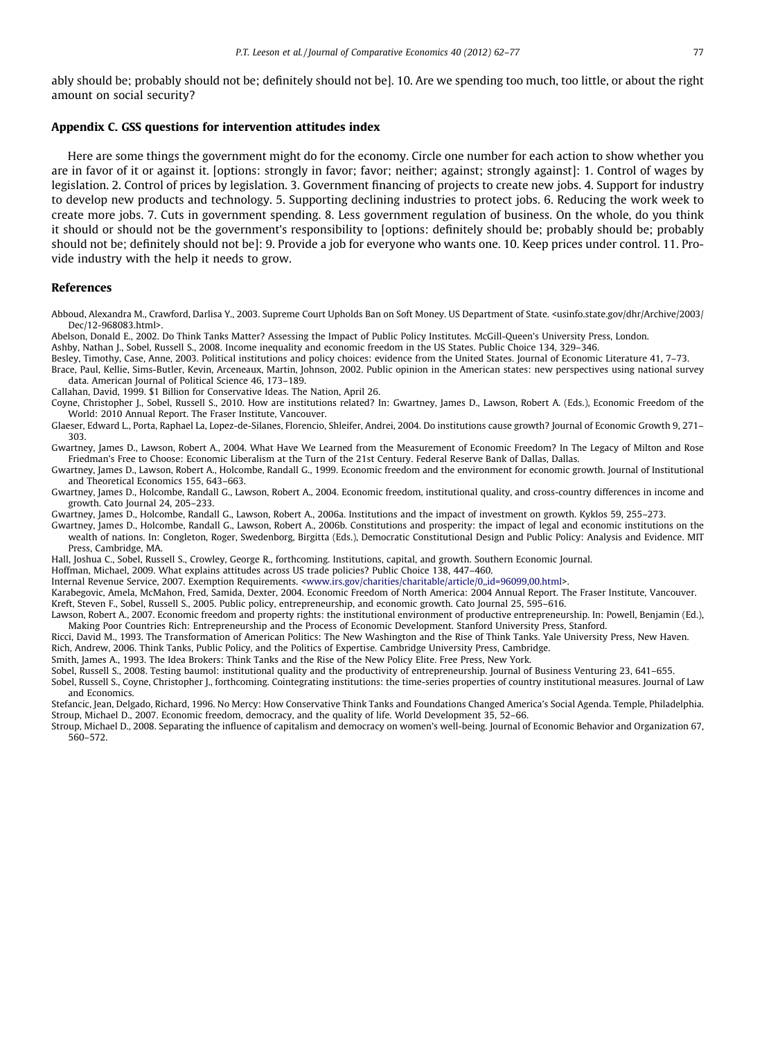ably should be; probably should not be; definitely should not be]. 10. Are we spending too much, too little, or about the right amount on social security?

## Appendix C. GSS questions for intervention attitudes index

Here are some things the government might do for the economy. Circle one number for each action to show whether you are in favor of it or against it. [options: strongly in favor; favor; neither; against; strongly against]: 1. Control of wages by legislation. 2. Control of prices by legislation. 3. Government financing of projects to create new jobs. 4. Support for industry to develop new products and technology. 5. Supporting declining industries to protect jobs. 6. Reducing the work week to create more jobs. 7. Cuts in government spending. 8. Less government regulation of business. On the whole, do you think it should or should not be the government's responsibility to [options: definitely should be; probably should be; probably should not be; definitely should not be]: 9. Provide a job for everyone who wants one. 10. Keep prices under control. 11. Provide industry with the help it needs to grow.

## References

Abboud, Alexandra M., Crawford, Darlisa Y., 2003. Supreme Court Upholds Ban on Soft Money. US Department of State. <usinfo.state.gov/dhr/Archive/2003/Dec/12-968083.html>.

Abelson, Donald E., 2002. Do Think Tanks Matter? Assessing the Impact of Public Policy Institutes. McGill-Queen's University Press, London.

Ashby, Nathan J., Sobel, Russell S., 2008. Income inequality and economic freedom in the US States. Public Choice 134, 329–346.

Besley, Timothy, Case, Anne, 2003. Political institutions and policy choices: evidence from the United States. Journal of Economic Literature 41, 7–73.

Brace, Paul, Kellie, Sims-Butler, Kevin, Arceneaux, Martin, Johnson, 2002. Public opinion in the American states: new perspectives using national survey data. American Journal of Political Science 46, 173–189.

Callahan, David, 1999. $1 Billion for Conservative Ideas. The Nation, April 26.

Coyne, Christopher J., Sobel, Russell S., 2010. How are institutions related? In: Gwartney, James D., Lawson, Robert A. (Eds.), Economic Freedom of the World: 2010 Annual Report. The Fraser Institute, Vancouver.

Glaeser, Edward L., Porta, Raphael La, Lopez-de-Silanes, Florencio, Shleifer, Andrei, 2004. Do institutions cause growth? Journal of Economic Growth 9, 271–303.

Gwartney, James D., Lawson, Robert A., 2004. What Have We Learned from the Measurement of Economic Freedom? In The Legacy of Milton and Rose Friedman's Free to Choose: Economic Liberalism at the Turn of the 21st Century. Federal Reserve Bank of Dallas, Dallas.

Gwartney, James D., Lawson, Robert A., Holcombe, Randall G., 1999. Economic freedom and the environment for economic growth. Journal of Institutional and Theoretical Economics 155, 643–663.

Gwartney, James D., Holcombe, Randall G., Lawson, Robert A., 2004. Economic freedom, institutional quality, and cross-country differences in income and growth. Cato Journal 24, 205–233.

Gwartney, James D., Holcombe, Randall G., Lawson, Robert A., 2006a. Institutions and the impact of investment on growth. Kyklos 59, 255–273.

Gwartney, James D., Holcombe, Randall G., Lawson, Robert A., 2006b. Constitutions and prosperity: the impact of legal and economic institutions on the wealth of nations. In: Congleton, Roger, Swedenborg, Birgitta (Eds.), Democratic Constitutional Design and Public Policy: Analysis and Evidence. MIT Press, Cambridge, MA.

Hall, Joshua C., Sobel, Russell S., Crowley, George R., forthcoming. Institutions, capital, and growth. Southern Economic Journal.

Hoffman, Michael, 2009. What explains attitudes across US trade policies? Public Choice 138, 447–460.

Internal Revenue Service, 2007. Exemption Requirements. <www.irs.gov/charities/charitable/article/0,,id=96099,00.html>.

Karabegovic, Amela, McMahon, Fred, Samida, Dexter, 2004. Economic Freedom of North America: 2004 Annual Report. The Fraser Institute, Vancouver.

Kreft, Steven F., Sobel, Russell S., 2005. Public policy, entrepreneurship, and economic growth. Cato Journal 25, 595–616.

Lawson, Robert A., 2007. Economic freedom and property rights: the institutional environment of productive entrepreneurship. In: Powell, Benjamin (Ed.), Making Poor Countries Rich: Entrepreneurship and the Process of Economic Development. Stanford University Press, Stanford.

Ricci, David M., 1993. The Transformation of American Politics: The New Washington and the Rise of Think Tanks. Yale University Press, New Haven.

Rich, Andrew, 2006. Think Tanks, Public Policy, and the Politics of Expertise. Cambridge University Press, Cambridge.

Smith, James A., 1993. The Idea Brokers: Think Tanks and the Rise of the New Policy Elite. Free Press, New York.

Sobel, Russell S., 2008. Testing baumol: institutional quality and the productivity of entrepreneurship. Journal of Business Venturing 23, 641–655.

Sobel, Russell S., Coyne, Christopher J., forthcoming. Cointegrating institutions: the time-series properties of country institutional measures. Journal of Law and Economics.

Stefancic, Jean, Delgado, Richard, 1996. No Mercy: How Conservative Think Tanks and Foundations Changed America's Social Agenda. Temple, Philadelphia.

Stroup, Michael D., 2007. Economic freedom, democracy, and the quality of life. World Development 35, 52–66.

Stroup, Michael D., 2008. Separating the influence of capitalism and democracy on women's well-being. Journal of Economic Behavior and Organization 67, 560–572.